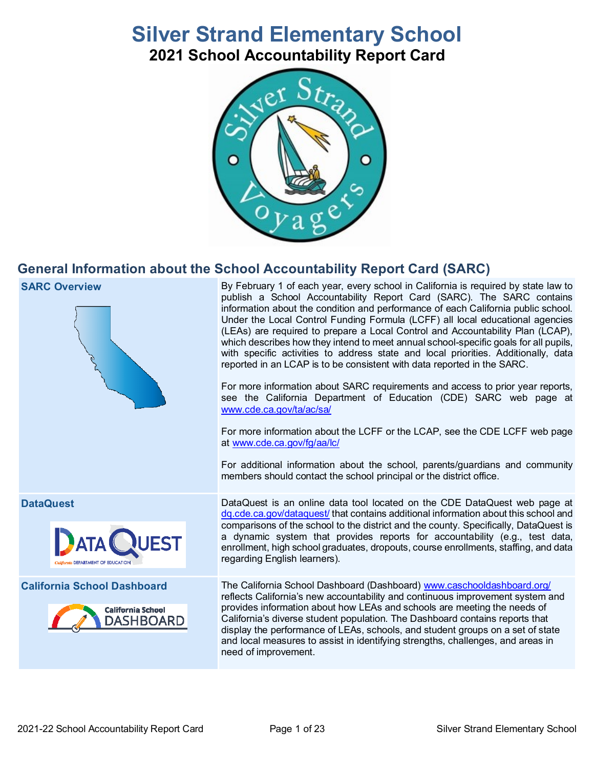# Silver Strand Elementary School

## 2021 School Accountability Report Card

## General Information about the School Accountability Report Card (SARC)

| | |
|---|---|
| **SARC Overview** | By February 1 of each year, every school in California is required by state law to publish a School Accountability Report Card (SARC). The SARC contains information about the condition and performance of each California public school. Under the Local Control Funding Formula (LCFF) all local educational agencies (LEAs) are required to prepare a Local Control and Accountability Plan (LCAP), which describes how they intend to meet annual school-specific goals for all pupils, with specific activities to address state and local priorities. Additionally, data reported in an LCAP is to be consistent with data reported in the SARC.<br><br>For more information about SARC requirements and access to prior year reports, see the California Department of Education (CDE) SARC web page at www.cde.ca.gov/ta/ac/sa/<br><br>For more information about the LCFF or the LCAP, see the CDE LCFF web page at www.cde.ca.gov/fg/aa/lc/<br><br>For additional information about the school, parents/guardians and community members should contact the school principal or the district office. |
| **DataQuest** | DataQuest is an online data tool located on the CDE DataQuest web page at dq.cde.ca.gov/dataquest/ that contains additional information about this school and comparisons of the school to the district and the county. Specifically, DataQuest is a dynamic system that provides reports for accountability (e.g., test data, enrollment, high school graduates, dropouts, course enrollments, staffing, and data regarding English learners). |
| **California School Dashboard** | The California School Dashboard (Dashboard) www.caschooldashboard.org/ reflects California's new accountability and continuous improvement system and provides information about how LEAs and schools are meeting the needs of California's diverse student population. The Dashboard contains reports that display the performance of LEAs, schools, and student groups on a set of state and local measures to assist in identifying strengths, challenges, and areas in need of improvement. |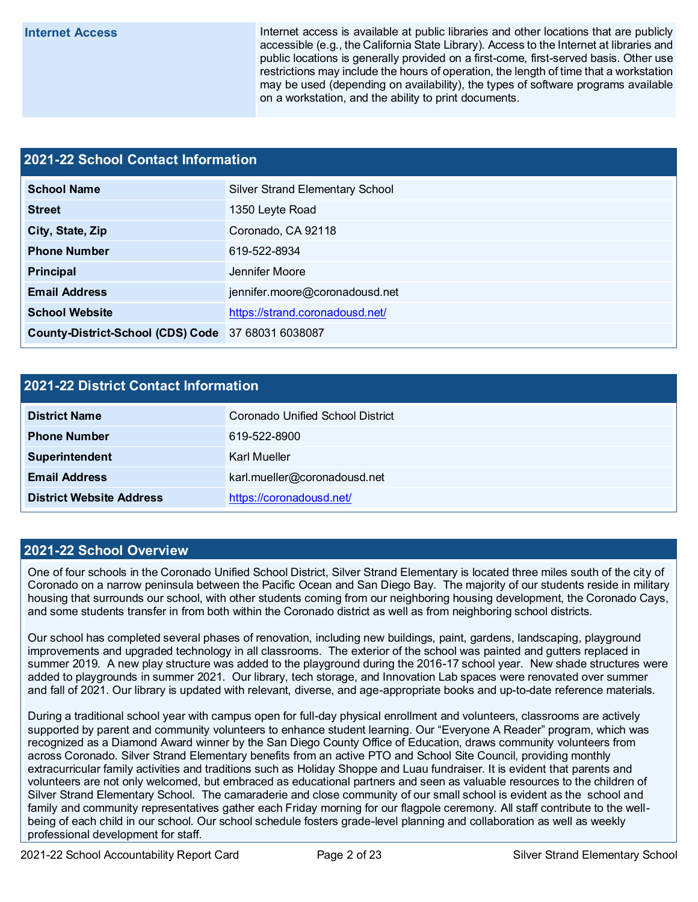| Internet Access | Internet access is available at public libraries and other locations that are publicly accessible (e.g., the California State Library). Access to the Internet at libraries and public locations is generally provided on a first-come, first-served basis. Other use restrictions may include the hours of operation, the length of time that a workstation may be used (depending on availability), the types of software programs available on a workstation, and the ability to print documents. |
|---|---|

## 2021-22 School Contact Information

| 2021-22 School Contact Information | |
|---|---|
| **School Name** | Silver Strand Elementary School |
| **Street** | 1350 Leyte Road |
| **City, State, Zip** | Coronado, CA 92118 |
| **Phone Number** | 619-522-8934 |
| **Principal** | Jennifer Moore |
| **Email Address** | jennifer.moore@coronadousd.net |
| **School Website** | https://strand.coronadousd.net/ |
| **County-District-School (CDS) Code** | 37 68031 6038087 |

## 2021-22 District Contact Information

| 2021-22 District Contact Information | |
|---|---|
| **District Name** | Coronado Unified School District |
| **Phone Number** | 619-522-8900 |
| **Superintendent** | Karl Mueller |
| **Email Address** | karl.mueller@coronadousd.net |
| **District Website Address** | https://coronadousd.net/ |

## 2021-22 School Overview

One of four schools in the Coronado Unified School District, Silver Strand Elementary is located three miles south of the city of Coronado on a narrow peninsula between the Pacific Ocean and San Diego Bay. The majority of our students reside in military housing that surrounds our school, with other students coming from our neighboring housing development, the Coronado Cays, and some students transfer in from both within the Coronado district as well as from neighboring school districts.

Our school has completed several phases of renovation, including new buildings, paint, gardens, landscaping, playground improvements and upgraded technology in all classrooms. The exterior of the school was painted and gutters replaced in summer 2019. A new play structure was added to the playground during the 2016-17 school year. New shade structures were added to playgrounds in summer 2021. Our library, tech storage, and Innovation Lab spaces were renovated over summer and fall of 2021. Our library is updated with relevant, diverse, and age-appropriate books and up-to-date reference materials.

During a traditional school year with campus open for full-day physical enrollment and volunteers, classrooms are actively supported by parent and community volunteers to enhance student learning. Our "Everyone A Reader" program, which was recognized as a Diamond Award winner by the San Diego County Office of Education, draws community volunteers from across Coronado. Silver Strand Elementary benefits from an active PTO and School Site Council, providing monthly extracurricular family activities and traditions such as Holiday Shoppe and Luau fundraiser. It is evident that parents and volunteers are not only welcomed, but embraced as educational partners and seen as valuable resources to the children of Silver Strand Elementary School. The camaraderie and close community of our small school is evident as the school and family and community representatives gather each Friday morning for our flagpole ceremony. All staff contribute to the well-being of each child in our school. Our school schedule fosters grade-level planning and collaboration as well as weekly professional development for staff.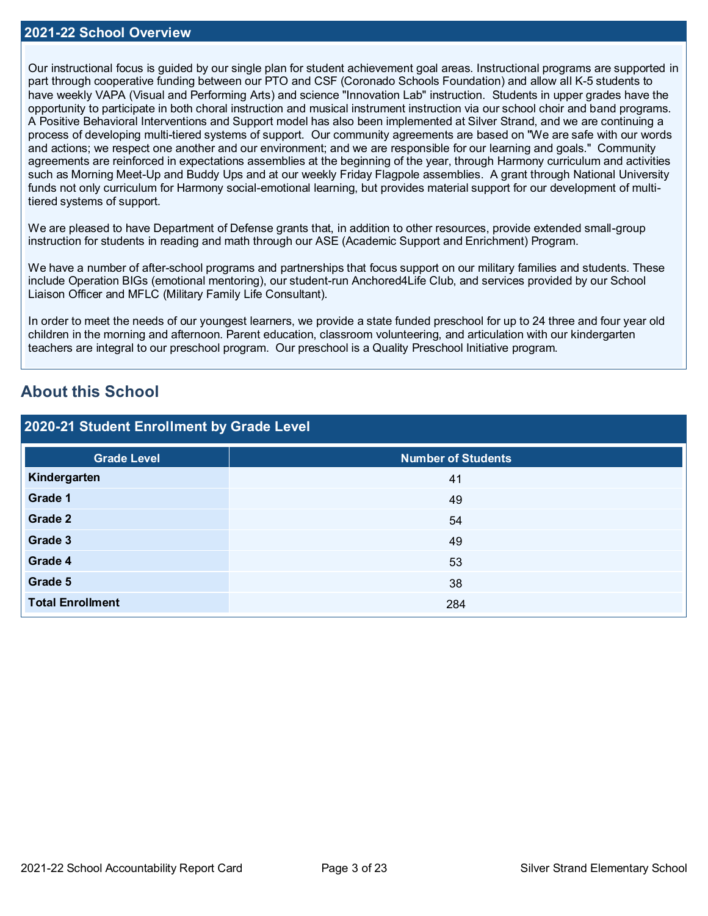## 2021-22 School Overview

Our instructional focus is guided by our single plan for student achievement goal areas. Instructional programs are supported in part through cooperative funding between our PTO and CSF (Coronado Schools Foundation) and allow all K-5 students to have weekly VAPA (Visual and Performing Arts) and science "Innovation Lab" instruction. Students in upper grades have the opportunity to participate in both choral instruction and musical instrument instruction via our school choir and band programs. A Positive Behavioral Interventions and Support model has also been implemented at Silver Strand, and we are continuing a process of developing multi-tiered systems of support. Our community agreements are based on "We are safe with our words and actions; we respect one another and our environment; and we are responsible for our learning and goals." Community agreements are reinforced in expectations assemblies at the beginning of the year, through Harmony curriculum and activities such as Morning Meet-Up and Buddy Ups and at our weekly Friday Flagpole assemblies. A grant through National University funds not only curriculum for Harmony social-emotional learning, but provides material support for our development of multi-tiered systems of support.

We are pleased to have Department of Defense grants that, in addition to other resources, provide extended small-group instruction for students in reading and math through our ASE (Academic Support and Enrichment) Program.

We have a number of after-school programs and partnerships that focus support on our military families and students. These include Operation BIGs (emotional mentoring), our student-run Anchored4Life Club, and services provided by our School Liaison Officer and MFLC (Military Family Life Consultant).

In order to meet the needs of our youngest learners, we provide a state funded preschool for up to 24 three and four year old children in the morning and afternoon. Parent education, classroom volunteering, and articulation with our kindergarten teachers are integral to our preschool program. Our preschool is a Quality Preschool Initiative program.

# About this School

## 2020-21 Student Enrollment by Grade Level

| Grade Level | Number of Students |
|---|---|
| **Kindergarten** | 41 |
| **Grade 1** | 49 |
| **Grade 2** | 54 |
| **Grade 3** | 49 |
| **Grade 4** | 53 |
| **Grade 5** | 38 |
| **Total Enrollment** | 284 |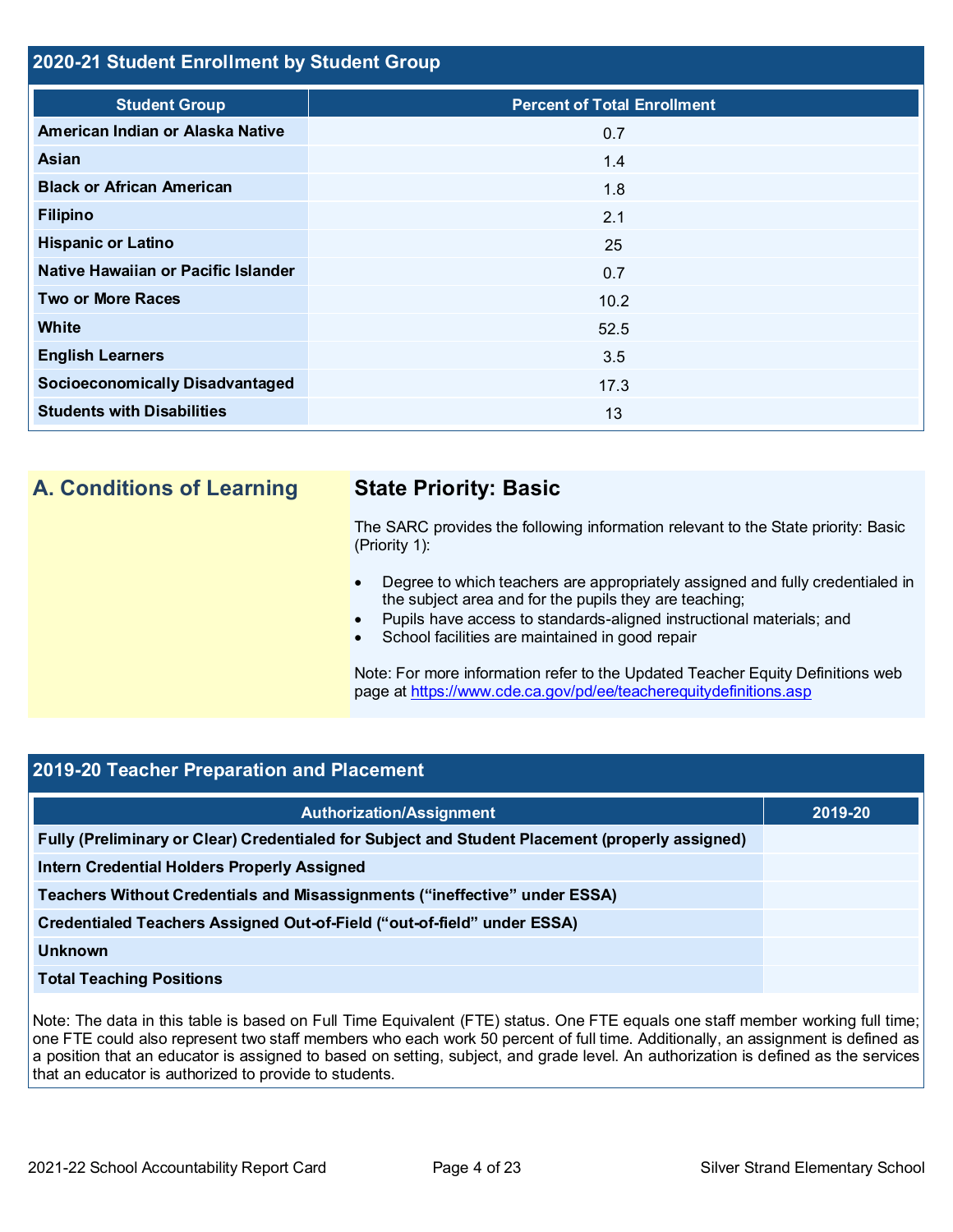## 2020-21 Student Enrollment by Student Group

| Student Group | Percent of Total Enrollment |
|---|---|
| American Indian or Alaska Native | 0.7 |
| Asian | 1.4 |
| Black or African American | 1.8 |
| Filipino | 2.1 |
| Hispanic or Latino | 25 |
| Native Hawaiian or Pacific Islander | 0.7 |
| Two or More Races | 10.2 |
| White | 52.5 |
| English Learners | 3.5 |
| Socioeconomically Disadvantaged | 17.3 |
| Students with Disabilities | 13 |

## A. Conditions of Learning

### State Priority: Basic

The SARC provides the following information relevant to the State priority: Basic (Priority 1):

- Degree to which teachers are appropriately assigned and fully credentialed in the subject area and for the pupils they are teaching;
- Pupils have access to standards-aligned instructional materials; and
- School facilities are maintained in good repair

Note: For more information refer to the Updated Teacher Equity Definitions web page at https://www.cde.ca.gov/pd/ee/teacherequitydefinitions.asp

## 2019-20 Teacher Preparation and Placement

| Authorization/Assignment | 2019-20 |
|---|---|
| Fully (Preliminary or Clear) Credentialed for Subject and Student Placement (properly assigned) | |
| Intern Credential Holders Properly Assigned | |
| Teachers Without Credentials and Misassignments ("ineffective" under ESSA) | |
| Credentialed Teachers Assigned Out-of-Field ("out-of-field" under ESSA) | |
| Unknown | |
| Total Teaching Positions | |

Note: The data in this table is based on Full Time Equivalent (FTE) status. One FTE equals one staff member working full time; one FTE could also represent two staff members who each work 50 percent of full time. Additionally, an assignment is defined as a position that an educator is assigned to based on setting, subject, and grade level. An authorization is defined as the services that an educator is authorized to provide to students.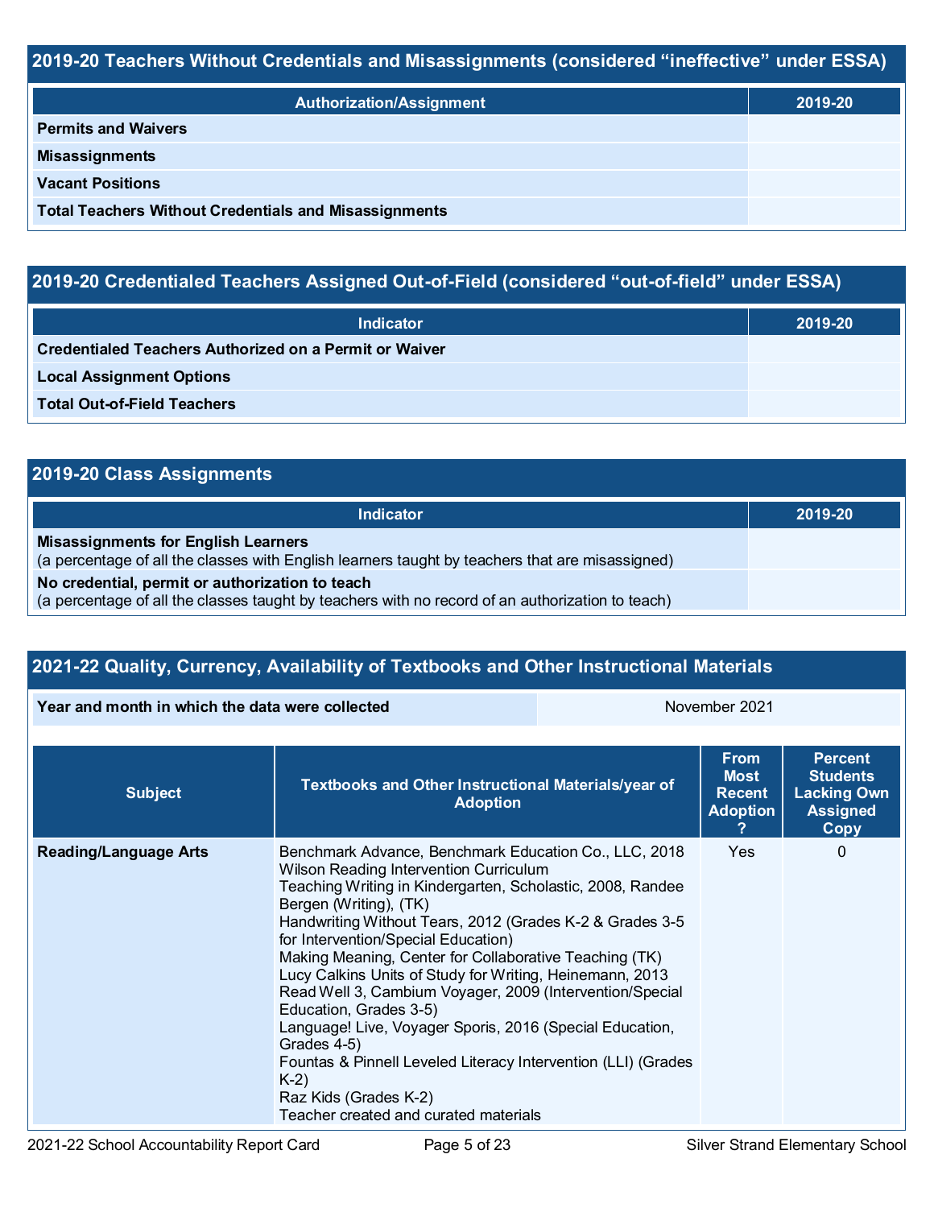## 2019-20 Teachers Without Credentials and Misassignments (considered "ineffective" under ESSA)

| Authorization/Assignment | 2019-20 |
| --- | --- |
| **Permits and Waivers** | |
| **Misassignments** | |
| **Vacant Positions** | |
| **Total Teachers Without Credentials and Misassignments** | |

## 2019-20 Credentialed Teachers Assigned Out-of-Field (considered "out-of-field" under ESSA)

| Indicator | 2019-20 |
| --- | --- |
| **Credentialed Teachers Authorized on a Permit or Waiver** | |
| **Local Assignment Options** | |
| **Total Out-of-Field Teachers** | |

## 2019-20 Class Assignments

| Indicator | 2019-20 |
| --- | --- |
| **Misassignments for English Learners** (a percentage of all the classes with English learners taught by teachers that are misassigned) | |
| **No credential, permit or authorization to teach** (a percentage of all the classes taught by teachers with no record of an authorization to teach) | |

## 2021-22 Quality, Currency, Availability of Textbooks and Other Instructional Materials

| Year and month in which the data were collected | November 2021 |
| --- | --- |

| Subject | Textbooks and Other Instructional Materials/year of Adoption | From Most Recent Adoption ? | Percent Students Lacking Own Assigned Copy |
| --- | --- | --- | --- |
| **Reading/Language Arts** | Benchmark Advance, Benchmark Education Co., LLC, 2018<br>Wilson Reading Intervention Curriculum<br>Teaching Writing in Kindergarten, Scholastic, 2008, Randee Bergen (Writing), (TK)<br>Handwriting Without Tears, 2012 (Grades K-2 & Grades 3-5 for Intervention/Special Education)<br>Making Meaning, Center for Collaborative Teaching (TK)<br>Lucy Calkins Units of Study for Writing, Heinemann, 2013<br>Read Well 3, Cambium Voyager, 2009 (Intervention/Special Education, Grades 3-5)<br>Language! Live, Voyager Sporis, 2016 (Special Education, Grades 4-5)<br>Fountas & Pinnell Leveled Literacy Intervention (LLI) (Grades K-2)<br>Raz Kids (Grades K-2)<br>Teacher created and curated materials | Yes | 0 |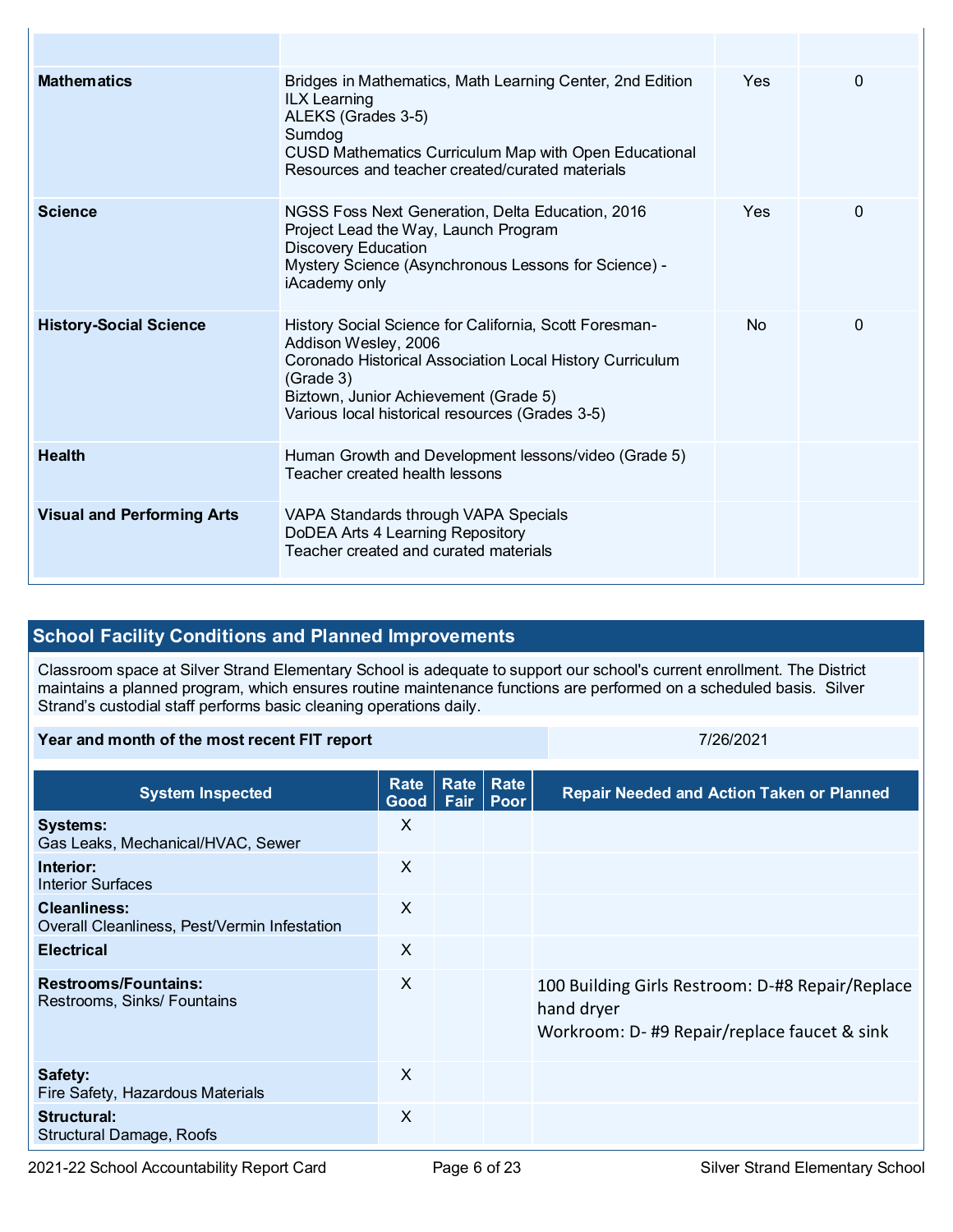| | | | |
|---|---|---|---|
| | | | |
| **Mathematics** | Bridges in Mathematics, Math Learning Center, 2nd Edition<br>ILX Learning<br>ALEKS (Grades 3-5)<br>Sumdog<br>CUSD Mathematics Curriculum Map with Open Educational Resources and teacher created/curated materials | Yes | 0 |
| **Science** | NGSS Foss Next Generation, Delta Education, 2016<br>Project Lead the Way, Launch Program<br>Discovery Education<br>Mystery Science (Asynchronous Lessons for Science) - iAcademy only | Yes | 0 |
| **History-Social Science** | History Social Science for California, Scott Foresman-Addison Wesley, 2006<br>Coronado Historical Association Local History Curriculum (Grade 3)<br>Biztown, Junior Achievement (Grade 5)<br>Various local historical resources (Grades 3-5) | No | 0 |
| **Health** | Human Growth and Development lessons/video (Grade 5)<br>Teacher created health lessons | | |
| **Visual and Performing Arts** | VAPA Standards through VAPA Specials<br>DoDEA Arts 4 Learning Repository<br>Teacher created and curated materials | | |

## School Facility Conditions and Planned Improvements

Classroom space at Silver Strand Elementary School is adequate to support our school's current enrollment. The District maintains a planned program, which ensures routine maintenance functions are performed on a scheduled basis. Silver Strand's custodial staff performs basic cleaning operations daily.

| **Year and month of the most recent FIT report** | 7/26/2021 |
|---|---|

| System Inspected | Rate Good | Rate Fair | Rate Poor | Repair Needed and Action Taken or Planned |
|---|---|---|---|---|
| **Systems:**<br>Gas Leaks, Mechanical/HVAC, Sewer | X | | | |
| **Interior:**<br>Interior Surfaces | X | | | |
| **Cleanliness:**<br>Overall Cleanliness, Pest/Vermin Infestation | X | | | |
| **Electrical** | X | | | |
| **Restrooms/Fountains:**<br>Restrooms, Sinks/ Fountains | X | | | 100 Building Girls Restroom: D-#8 Repair/Replace hand dryer<br>Workroom: D- #9 Repair/replace faucet & sink |
| **Safety:**<br>Fire Safety, Hazardous Materials | X | | | |
| **Structural:**<br>Structural Damage, Roofs | X | | | |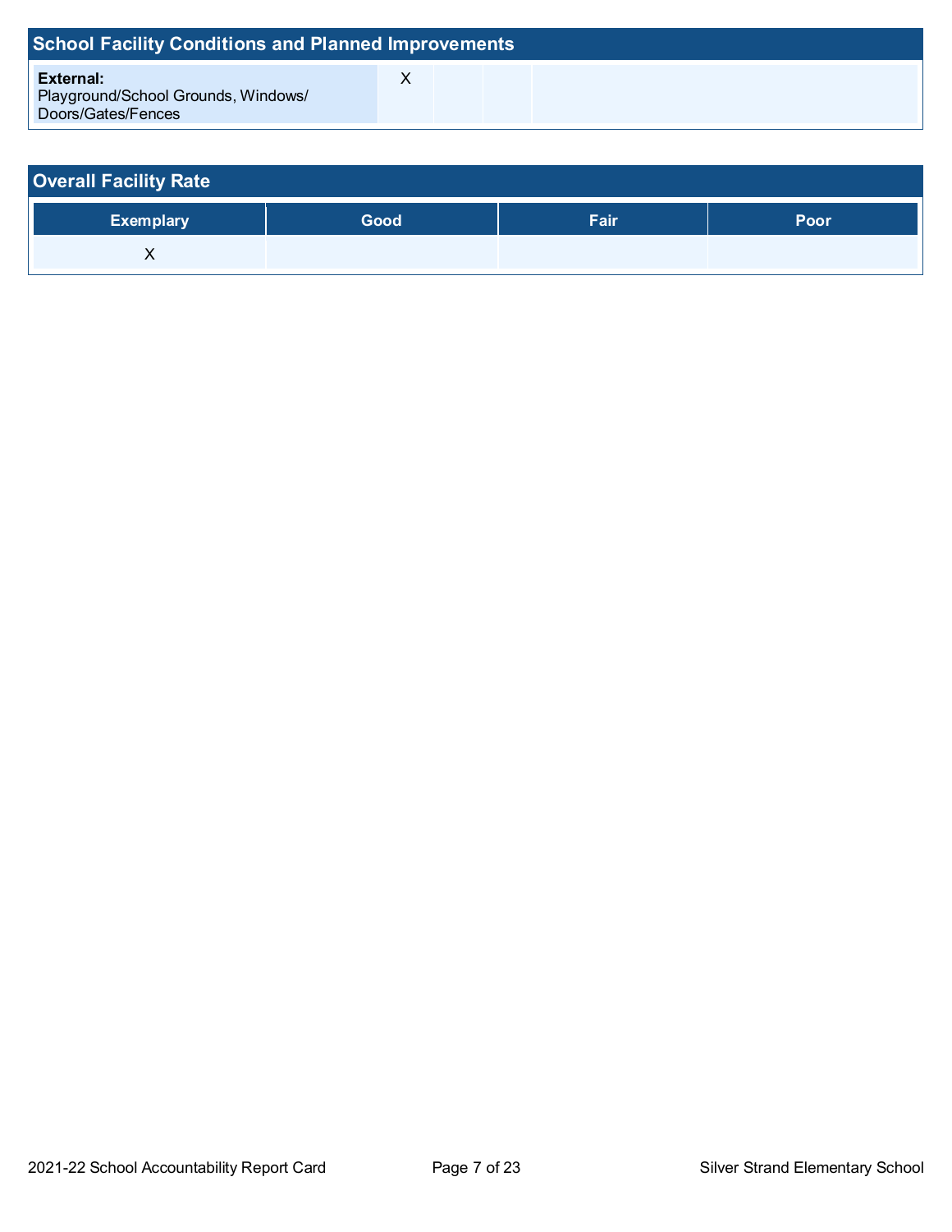## School Facility Conditions and Planned Improvements

| | | | | |
|---|---|---|---|---|
| **External:** Playground/School Grounds, Windows/ Doors/Gates/Fences | X | | | |

## Overall Facility Rate

| Exemplary | Good | Fair | Poor |
|---|---|---|---|
| X | | | |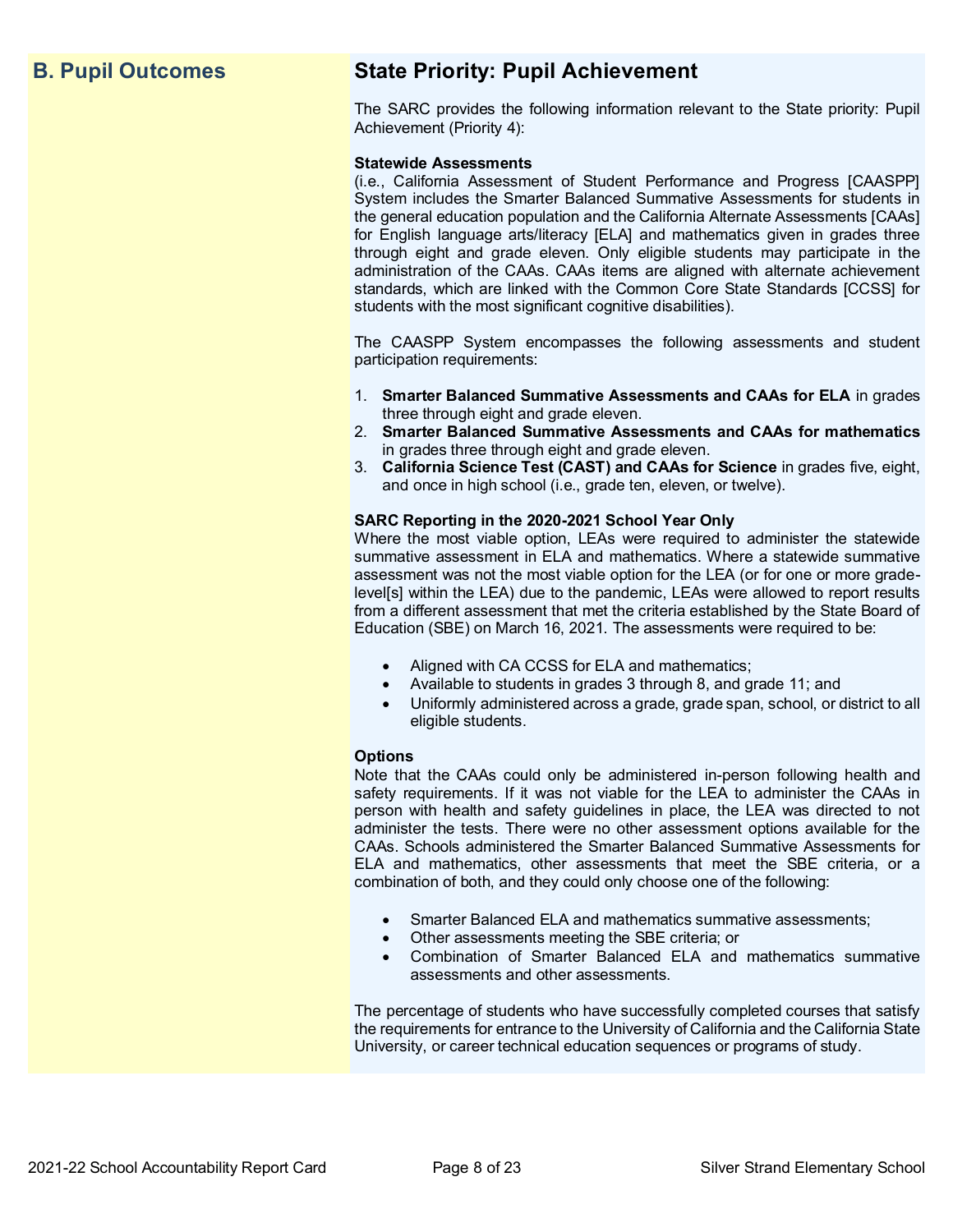## B. Pupil Outcomes

## State Priority: Pupil Achievement

The SARC provides the following information relevant to the State priority: Pupil Achievement (Priority 4):

**Statewide Assessments**
(i.e., California Assessment of Student Performance and Progress [CAASPP] System includes the Smarter Balanced Summative Assessments for students in the general education population and the California Alternate Assessments [CAAs] for English language arts/literacy [ELA] and mathematics given in grades three through eight and grade eleven. Only eligible students may participate in the administration of the CAAs. CAAs items are aligned with alternate achievement standards, which are linked with the Common Core State Standards [CCSS] for students with the most significant cognitive disabilities).

The CAASPP System encompasses the following assessments and student participation requirements:

1. **Smarter Balanced Summative Assessments and CAAs for ELA** in grades three through eight and grade eleven.
2. **Smarter Balanced Summative Assessments and CAAs for mathematics** in grades three through eight and grade eleven.
3. **California Science Test (CAST) and CAAs for Science** in grades five, eight, and once in high school (i.e., grade ten, eleven, or twelve).

**SARC Reporting in the 2020-2021 School Year Only**
Where the most viable option, LEAs were required to administer the statewide summative assessment in ELA and mathematics. Where a statewide summative assessment was not the most viable option for the LEA (or for one or more grade-level[s] within the LEA) due to the pandemic, LEAs were allowed to report results from a different assessment that met the criteria established by the State Board of Education (SBE) on March 16, 2021. The assessments were required to be:

- Aligned with CA CCSS for ELA and mathematics;
- Available to students in grades 3 through 8, and grade 11; and
- Uniformly administered across a grade, grade span, school, or district to all eligible students.

**Options**
Note that the CAAs could only be administered in-person following health and safety requirements. If it was not viable for the LEA to administer the CAAs in person with health and safety guidelines in place, the LEA was directed to not administer the tests. There were no other assessment options available for the CAAs. Schools administered the Smarter Balanced Summative Assessments for ELA and mathematics, other assessments that meet the SBE criteria, or a combination of both, and they could only choose one of the following:

- Smarter Balanced ELA and mathematics summative assessments;
- Other assessments meeting the SBE criteria; or
- Combination of Smarter Balanced ELA and mathematics summative assessments and other assessments.

The percentage of students who have successfully completed courses that satisfy the requirements for entrance to the University of California and the California State University, or career technical education sequences or programs of study.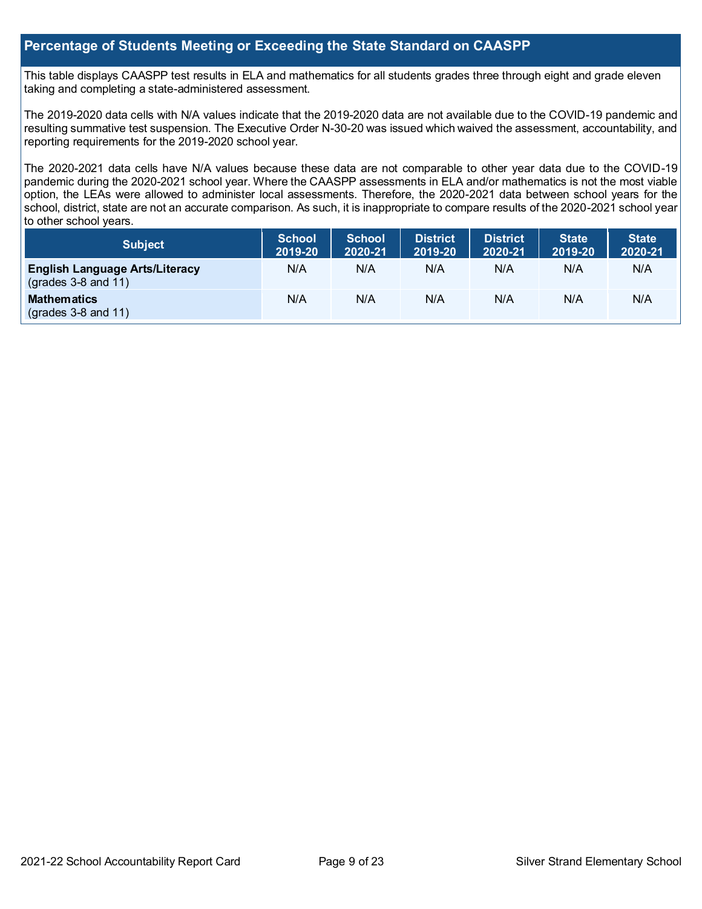## Percentage of Students Meeting or Exceeding the State Standard on CAASPP

This table displays CAASPP test results in ELA and mathematics for all students grades three through eight and grade eleven taking and completing a state-administered assessment.

The 2019-2020 data cells with N/A values indicate that the 2019-2020 data are not available due to the COVID-19 pandemic and resulting summative test suspension. The Executive Order N-30-20 was issued which waived the assessment, accountability, and reporting requirements for the 2019-2020 school year.

The 2020-2021 data cells have N/A values because these data are not comparable to other year data due to the COVID-19 pandemic during the 2020-2021 school year. Where the CAASPP assessments in ELA and/or mathematics is not the most viable option, the LEAs were allowed to administer local assessments. Therefore, the 2020-2021 data between school years for the school, district, state are not an accurate comparison. As such, it is inappropriate to compare results of the 2020-2021 school year to other school years.

| Subject | School 2019-20 | School 2020-21 | District 2019-20 | District 2020-21 | State 2019-20 | State 2020-21 |
|---|---|---|---|---|---|---|
| **English Language Arts/Literacy** (grades 3-8 and 11) | N/A | N/A | N/A | N/A | N/A | N/A |
| **Mathematics** (grades 3-8 and 11) | N/A | N/A | N/A | N/A | N/A | N/A |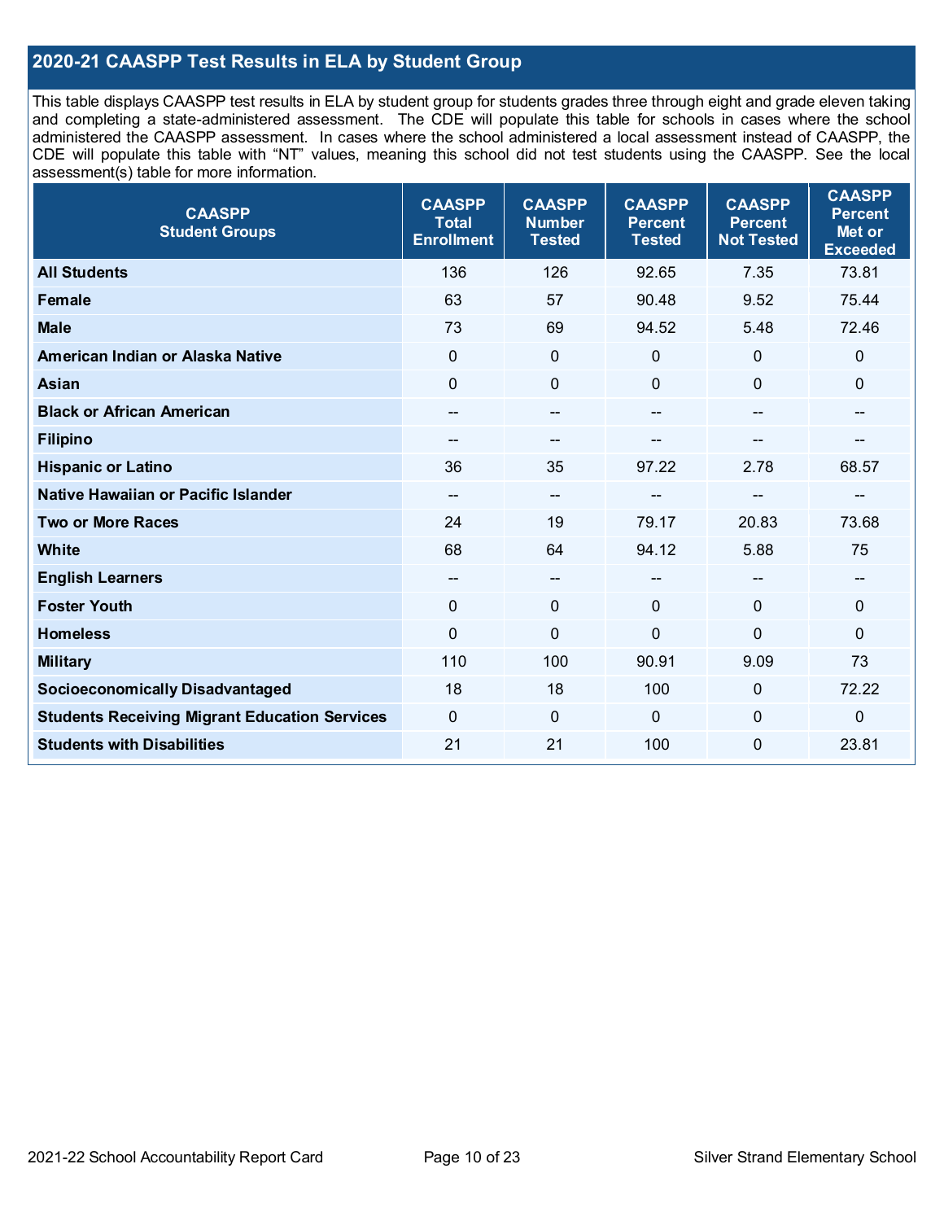## 2020-21 CAASPP Test Results in ELA by Student Group

This table displays CAASPP test results in ELA by student group for students grades three through eight and grade eleven taking and completing a state-administered assessment. The CDE will populate this table for schools in cases where the school administered the CAASPP assessment. In cases where the school administered a local assessment instead of CAASPP, the CDE will populate this table with "NT" values, meaning this school did not test students using the CAASPP. See the local assessment(s) table for more information.

| CAASPP Student Groups | CAASPP Total Enrollment | CAASPP Number Tested | CAASPP Percent Tested | CAASPP Percent Not Tested | CAASPP Percent Met or Exceeded |
|---|---|---|---|---|---|
| **All Students** | 136 | 126 | 92.65 | 7.35 | 73.81 |
| **Female** | 63 | 57 | 90.48 | 9.52 | 75.44 |
| **Male** | 73 | 69 | 94.52 | 5.48 | 72.46 |
| **American Indian or Alaska Native** | 0 | 0 | 0 | 0 | 0 |
| **Asian** | 0 | 0 | 0 | 0 | 0 |
| **Black or African American** | -- | -- | -- | -- | -- |
| **Filipino** | -- | -- | -- | -- | -- |
| **Hispanic or Latino** | 36 | 35 | 97.22 | 2.78 | 68.57 |
| **Native Hawaiian or Pacific Islander** | -- | -- | -- | -- | -- |
| **Two or More Races** | 24 | 19 | 79.17 | 20.83 | 73.68 |
| **White** | 68 | 64 | 94.12 | 5.88 | 75 |
| **English Learners** | -- | -- | -- | -- | -- |
| **Foster Youth** | 0 | 0 | 0 | 0 | 0 |
| **Homeless** | 0 | 0 | 0 | 0 | 0 |
| **Military** | 110 | 100 | 90.91 | 9.09 | 73 |
| **Socioeconomically Disadvantaged** | 18 | 18 | 100 | 0 | 72.22 |
| **Students Receiving Migrant Education Services** | 0 | 0 | 0 | 0 | 0 |
| **Students with Disabilities** | 21 | 21 | 100 | 0 | 23.81 |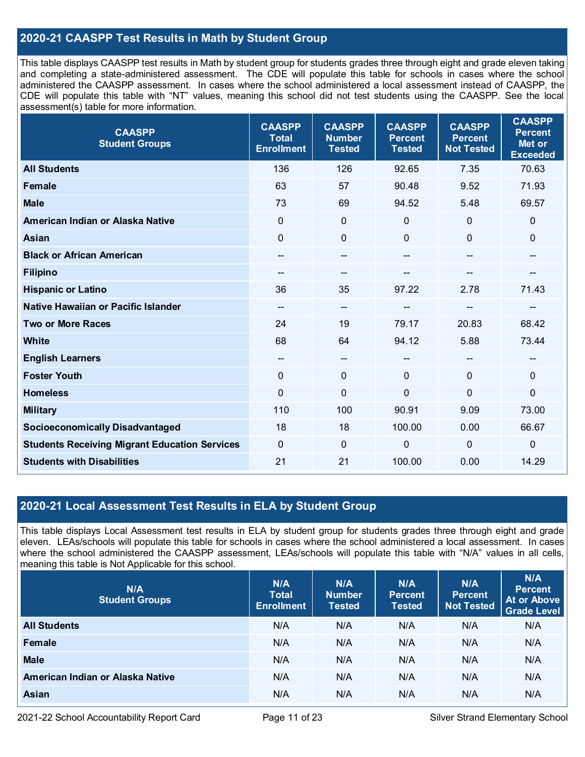## 2020-21 CAASPP Test Results in Math by Student Group

This table displays CAASPP test results in Math by student group for students grades three through eight and grade eleven taking and completing a state-administered assessment. The CDE will populate this table for schools in cases where the school administered the CAASPP assessment. In cases where the school administered a local assessment instead of CAASPP, the CDE will populate this table with "NT" values, meaning this school did not test students using the CAASPP. See the local assessment(s) table for more information.

| CAASPP Student Groups | CAASPP Total Enrollment | CAASPP Number Tested | CAASPP Percent Tested | CAASPP Percent Not Tested | CAASPP Percent Met or Exceeded |
|---|---|---|---|---|---|
| All Students | 136 | 126 | 92.65 | 7.35 | 70.63 |
| Female | 63 | 57 | 90.48 | 9.52 | 71.93 |
| Male | 73 | 69 | 94.52 | 5.48 | 69.57 |
| American Indian or Alaska Native | 0 | 0 | 0 | 0 | 0 |
| Asian | 0 | 0 | 0 | 0 | 0 |
| Black or African American | -- | -- | -- | -- | -- |
| Filipino | -- | -- | -- | -- | -- |
| Hispanic or Latino | 36 | 35 | 97.22 | 2.78 | 71.43 |
| Native Hawaiian or Pacific Islander | -- | -- | -- | -- | -- |
| Two or More Races | 24 | 19 | 79.17 | 20.83 | 68.42 |
| White | 68 | 64 | 94.12 | 5.88 | 73.44 |
| English Learners | -- | -- | -- | -- | -- |
| Foster Youth | 0 | 0 | 0 | 0 | 0 |
| Homeless | 0 | 0 | 0 | 0 | 0 |
| Military | 110 | 100 | 90.91 | 9.09 | 73.00 |
| Socioeconomically Disadvantaged | 18 | 18 | 100.00 | 0.00 | 66.67 |
| Students Receiving Migrant Education Services | 0 | 0 | 0 | 0 | 0 |
| Students with Disabilities | 21 | 21 | 100.00 | 0.00 | 14.29 |

## 2020-21 Local Assessment Test Results in ELA by Student Group

This table displays Local Assessment test results in ELA by student group for students grades three through eight and grade eleven. LEAs/schools will populate this table for schools in cases where the school administered a local assessment. In cases where the school administered the CAASPP assessment, LEAs/schools will populate this table with "N/A" values in all cells, meaning this table is Not Applicable for this school.

| N/A Student Groups | N/A Total Enrollment | N/A Number Tested | N/A Percent Tested | N/A Percent Not Tested | N/A Percent At or Above Grade Level |
|---|---|---|---|---|---|
| All Students | N/A | N/A | N/A | N/A | N/A |
| Female | N/A | N/A | N/A | N/A | N/A |
| Male | N/A | N/A | N/A | N/A | N/A |
| American Indian or Alaska Native | N/A | N/A | N/A | N/A | N/A |
| Asian | N/A | N/A | N/A | N/A | N/A |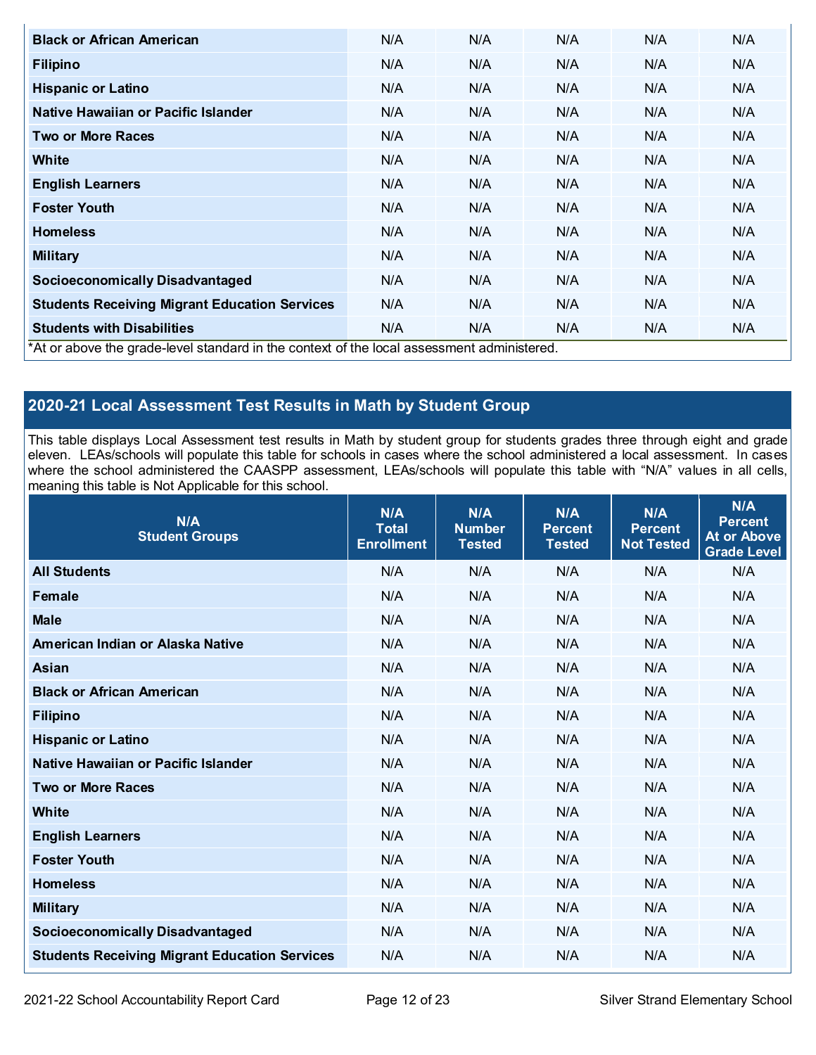| | | | | | |
|---|---|---|---|---|---|
| **Black or African American** | N/A | N/A | N/A | N/A | N/A |
| **Filipino** | N/A | N/A | N/A | N/A | N/A |
| **Hispanic or Latino** | N/A | N/A | N/A | N/A | N/A |
| **Native Hawaiian or Pacific Islander** | N/A | N/A | N/A | N/A | N/A |
| **Two or More Races** | N/A | N/A | N/A | N/A | N/A |
| **White** | N/A | N/A | N/A | N/A | N/A |
| **English Learners** | N/A | N/A | N/A | N/A | N/A |
| **Foster Youth** | N/A | N/A | N/A | N/A | N/A |
| **Homeless** | N/A | N/A | N/A | N/A | N/A |
| **Military** | N/A | N/A | N/A | N/A | N/A |
| **Socioeconomically Disadvantaged** | N/A | N/A | N/A | N/A | N/A |
| **Students Receiving Migrant Education Services** | N/A | N/A | N/A | N/A | N/A |
| **Students with Disabilities** | N/A | N/A | N/A | N/A | N/A |

*At or above the grade-level standard in the context of the local assessment administered.

## 2020-21 Local Assessment Test Results in Math by Student Group

This table displays Local Assessment test results in Math by student group for students grades three through eight and grade eleven. LEAs/schools will populate this table for schools in cases where the school administered a local assessment. In cases where the school administered the CAASPP assessment, LEAs/schools will populate this table with "N/A" values in all cells, meaning this table is Not Applicable for this school.

| N/A Student Groups | N/A Total Enrollment | N/A Number Tested | N/A Percent Tested | N/A Percent Not Tested | N/A Percent At or Above Grade Level |
|---|---|---|---|---|---|
| **All Students** | N/A | N/A | N/A | N/A | N/A |
| **Female** | N/A | N/A | N/A | N/A | N/A |
| **Male** | N/A | N/A | N/A | N/A | N/A |
| **American Indian or Alaska Native** | N/A | N/A | N/A | N/A | N/A |
| **Asian** | N/A | N/A | N/A | N/A | N/A |
| **Black or African American** | N/A | N/A | N/A | N/A | N/A |
| **Filipino** | N/A | N/A | N/A | N/A | N/A |
| **Hispanic or Latino** | N/A | N/A | N/A | N/A | N/A |
| **Native Hawaiian or Pacific Islander** | N/A | N/A | N/A | N/A | N/A |
| **Two or More Races** | N/A | N/A | N/A | N/A | N/A |
| **White** | N/A | N/A | N/A | N/A | N/A |
| **English Learners** | N/A | N/A | N/A | N/A | N/A |
| **Foster Youth** | N/A | N/A | N/A | N/A | N/A |
| **Homeless** | N/A | N/A | N/A | N/A | N/A |
| **Military** | N/A | N/A | N/A | N/A | N/A |
| **Socioeconomically Disadvantaged** | N/A | N/A | N/A | N/A | N/A |
| **Students Receiving Migrant Education Services** | N/A | N/A | N/A | N/A | N/A |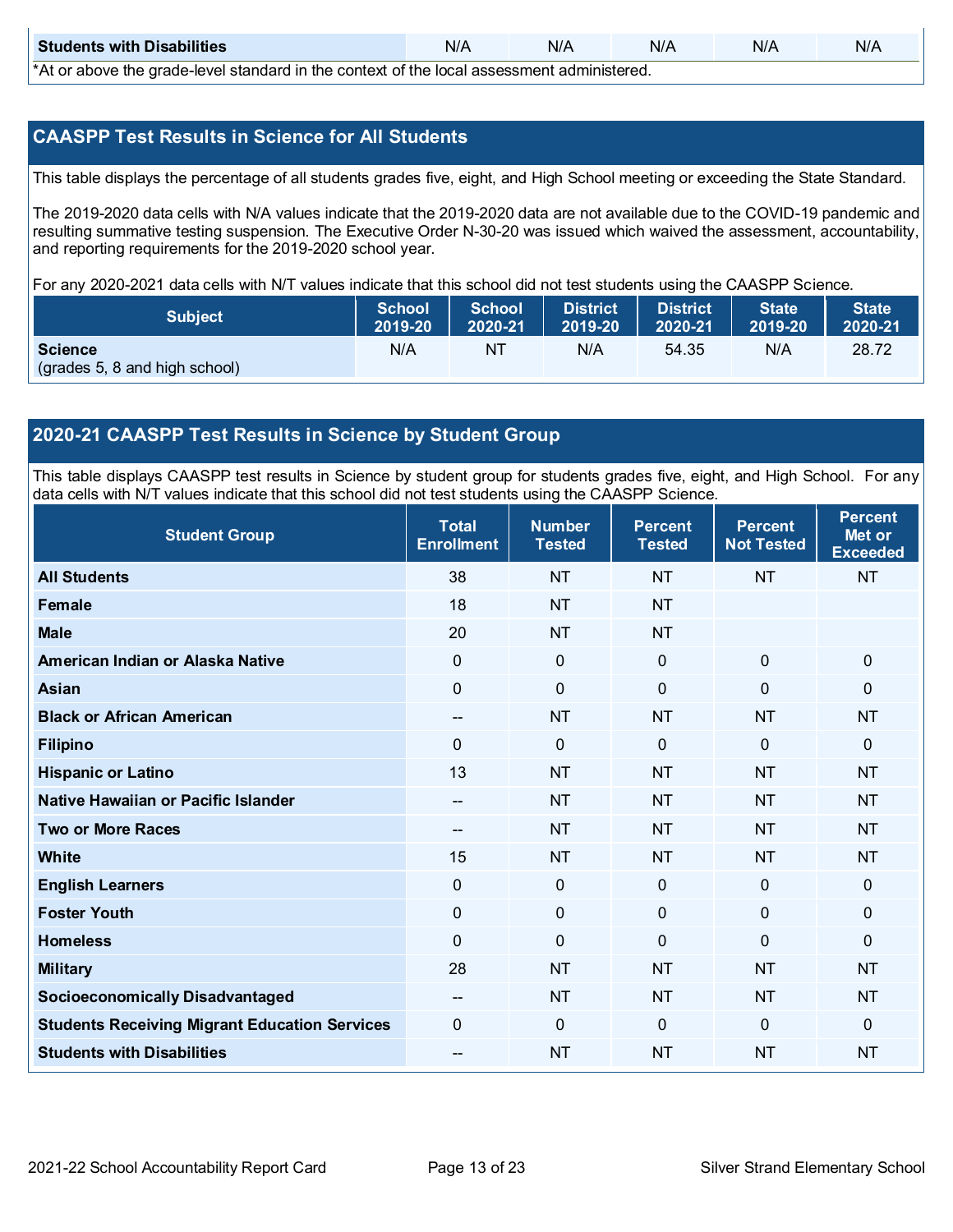| Students with Disabilities | N/A | N/A | N/A | N/A | N/A |
|---|---|---|---|---|---|

*At or above the grade-level standard in the context of the local assessment administered.

## CAASPP Test Results in Science for All Students

This table displays the percentage of all students grades five, eight, and High School meeting or exceeding the State Standard.

The 2019-2020 data cells with N/A values indicate that the 2019-2020 data are not available due to the COVID-19 pandemic and resulting summative testing suspension. The Executive Order N-30-20 was issued which waived the assessment, accountability, and reporting requirements for the 2019-2020 school year.

For any 2020-2021 data cells with N/T values indicate that this school did not test students using the CAASPP Science.

| Subject | School 2019-20 | School 2020-21 | District 2019-20 | District 2020-21 | State 2019-20 | State 2020-21 |
|---|---|---|---|---|---|---|
| **Science** (grades 5, 8 and high school) | N/A | NT | N/A | 54.35 | N/A | 28.72 |

## 2020-21 CAASPP Test Results in Science by Student Group

This table displays CAASPP test results in Science by student group for students grades five, eight, and High School. For any data cells with N/T values indicate that this school did not test students using the CAASPP Science.

| Student Group | Total Enrollment | Number Tested | Percent Tested | Percent Not Tested | Percent Met or Exceeded |
|---|---|---|---|---|---|
| **All Students** | 38 | NT | NT | NT | NT |
| **Female** | 18 | NT | NT | | |
| **Male** | 20 | NT | NT | | |
| **American Indian or Alaska Native** | 0 | 0 | 0 | 0 | 0 |
| **Asian** | 0 | 0 | 0 | 0 | 0 |
| **Black or African American** | -- | NT | NT | NT | NT |
| **Filipino** | 0 | 0 | 0 | 0 | 0 |
| **Hispanic or Latino** | 13 | NT | NT | NT | NT |
| **Native Hawaiian or Pacific Islander** | -- | NT | NT | NT | NT |
| **Two or More Races** | -- | NT | NT | NT | NT |
| **White** | 15 | NT | NT | NT | NT |
| **English Learners** | 0 | 0 | 0 | 0 | 0 |
| **Foster Youth** | 0 | 0 | 0 | 0 | 0 |
| **Homeless** | 0 | 0 | 0 | 0 | 0 |
| **Military** | 28 | NT | NT | NT | NT |
| **Socioeconomically Disadvantaged** | -- | NT | NT | NT | NT |
| **Students Receiving Migrant Education Services** | 0 | 0 | 0 | 0 | 0 |
| **Students with Disabilities** | -- | NT | NT | NT | NT |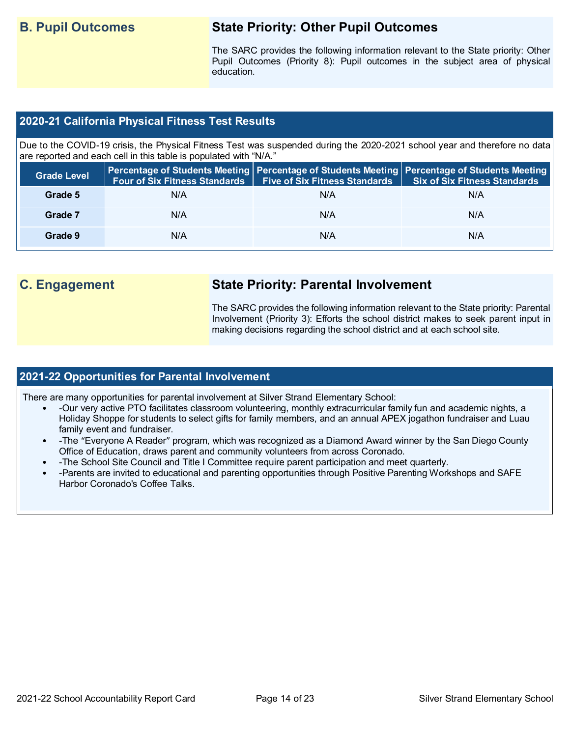## B. Pupil Outcomes

### State Priority: Other Pupil Outcomes

The SARC provides the following information relevant to the State priority: Other Pupil Outcomes (Priority 8): Pupil outcomes in the subject area of physical education.

### 2020-21 California Physical Fitness Test Results

Due to the COVID-19 crisis, the Physical Fitness Test was suspended during the 2020-2021 school year and therefore no data are reported and each cell in this table is populated with "N/A."

| Grade Level | Percentage of Students Meeting Four of Six Fitness Standards | Percentage of Students Meeting Five of Six Fitness Standards | Percentage of Students Meeting Six of Six Fitness Standards |
|---|---|---|---|
| Grade 5 | N/A | N/A | N/A |
| Grade 7 | N/A | N/A | N/A |
| Grade 9 | N/A | N/A | N/A |

## C. Engagement

### State Priority: Parental Involvement

The SARC provides the following information relevant to the State priority: Parental Involvement (Priority 3): Efforts the school district makes to seek parent input in making decisions regarding the school district and at each school site.

### 2021-22 Opportunities for Parental Involvement

There are many opportunities for parental involvement at Silver Strand Elementary School:

- -Our very active PTO facilitates classroom volunteering, monthly extracurricular family fun and academic nights, a Holiday Shoppe for students to select gifts for family members, and an annual APEX jogathon fundraiser and Luau family event and fundraiser.
- -The "Everyone A Reader" program, which was recognized as a Diamond Award winner by the San Diego County Office of Education, draws parent and community volunteers from across Coronado.
- -The School Site Council and Title I Committee require parent participation and meet quarterly.
- -Parents are invited to educational and parenting opportunities through Positive Parenting Workshops and SAFE Harbor Coronado's Coffee Talks.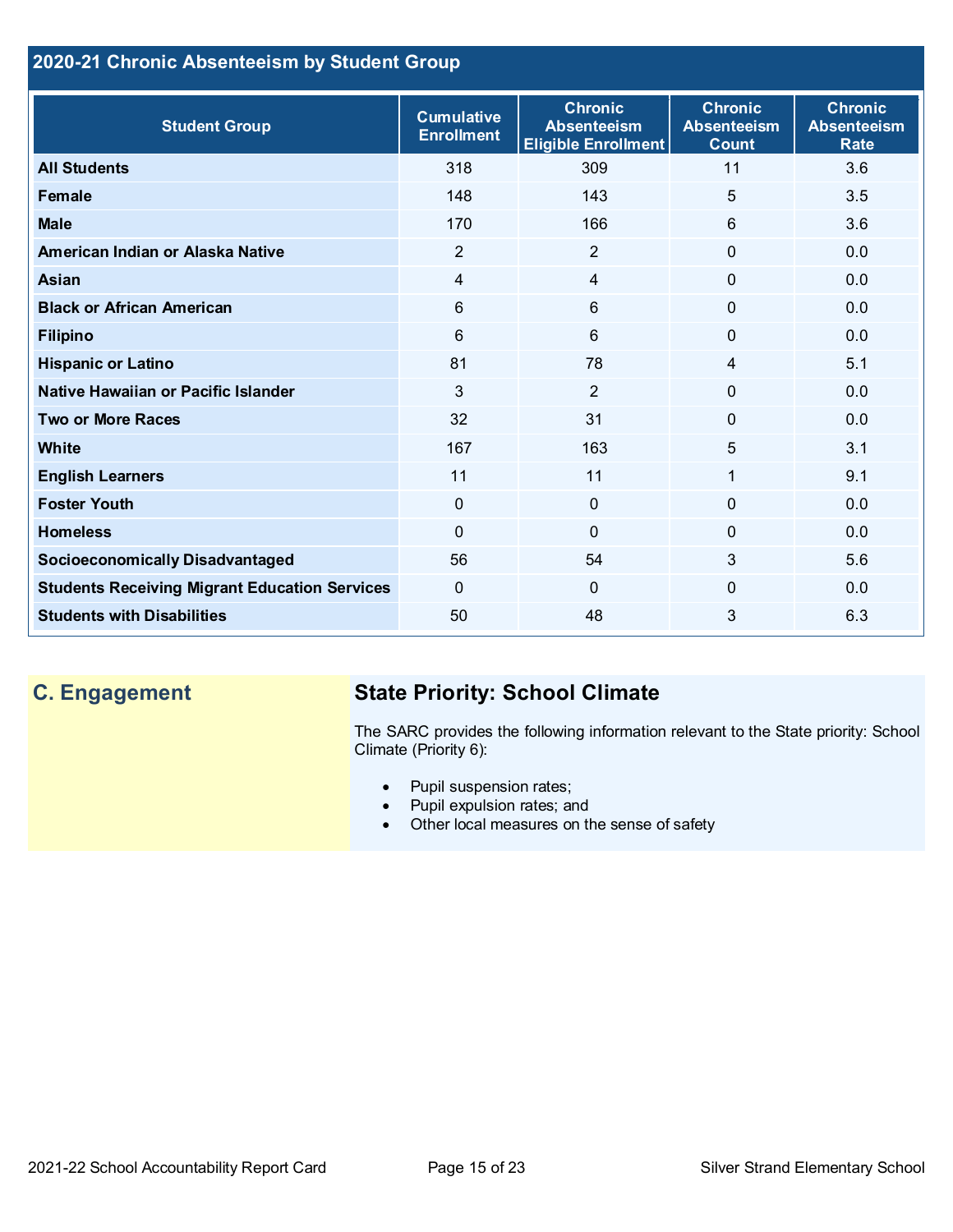## 2020-21 Chronic Absenteeism by Student Group

| Student Group | Cumulative Enrollment | Chronic Absenteeism Eligible Enrollment | Chronic Absenteeism Count | Chronic Absenteeism Rate |
|---|---|---|---|---|
| **All Students** | 318 | 309 | 11 | 3.6 |
| **Female** | 148 | 143 | 5 | 3.5 |
| **Male** | 170 | 166 | 6 | 3.6 |
| **American Indian or Alaska Native** | 2 | 2 | 0 | 0.0 |
| **Asian** | 4 | 4 | 0 | 0.0 |
| **Black or African American** | 6 | 6 | 0 | 0.0 |
| **Filipino** | 6 | 6 | 0 | 0.0 |
| **Hispanic or Latino** | 81 | 78 | 4 | 5.1 |
| **Native Hawaiian or Pacific Islander** | 3 | 2 | 0 | 0.0 |
| **Two or More Races** | 32 | 31 | 0 | 0.0 |
| **White** | 167 | 163 | 5 | 3.1 |
| **English Learners** | 11 | 11 | 1 | 9.1 |
| **Foster Youth** | 0 | 0 | 0 | 0.0 |
| **Homeless** | 0 | 0 | 0 | 0.0 |
| **Socioeconomically Disadvantaged** | 56 | 54 | 3 | 5.6 |
| **Students Receiving Migrant Education Services** | 0 | 0 | 0 | 0.0 |
| **Students with Disabilities** | 50 | 48 | 3 | 6.3 |

## C. Engagement

### State Priority: School Climate

The SARC provides the following information relevant to the State priority: School Climate (Priority 6):

- Pupil suspension rates;
- Pupil expulsion rates; and
- Other local measures on the sense of safety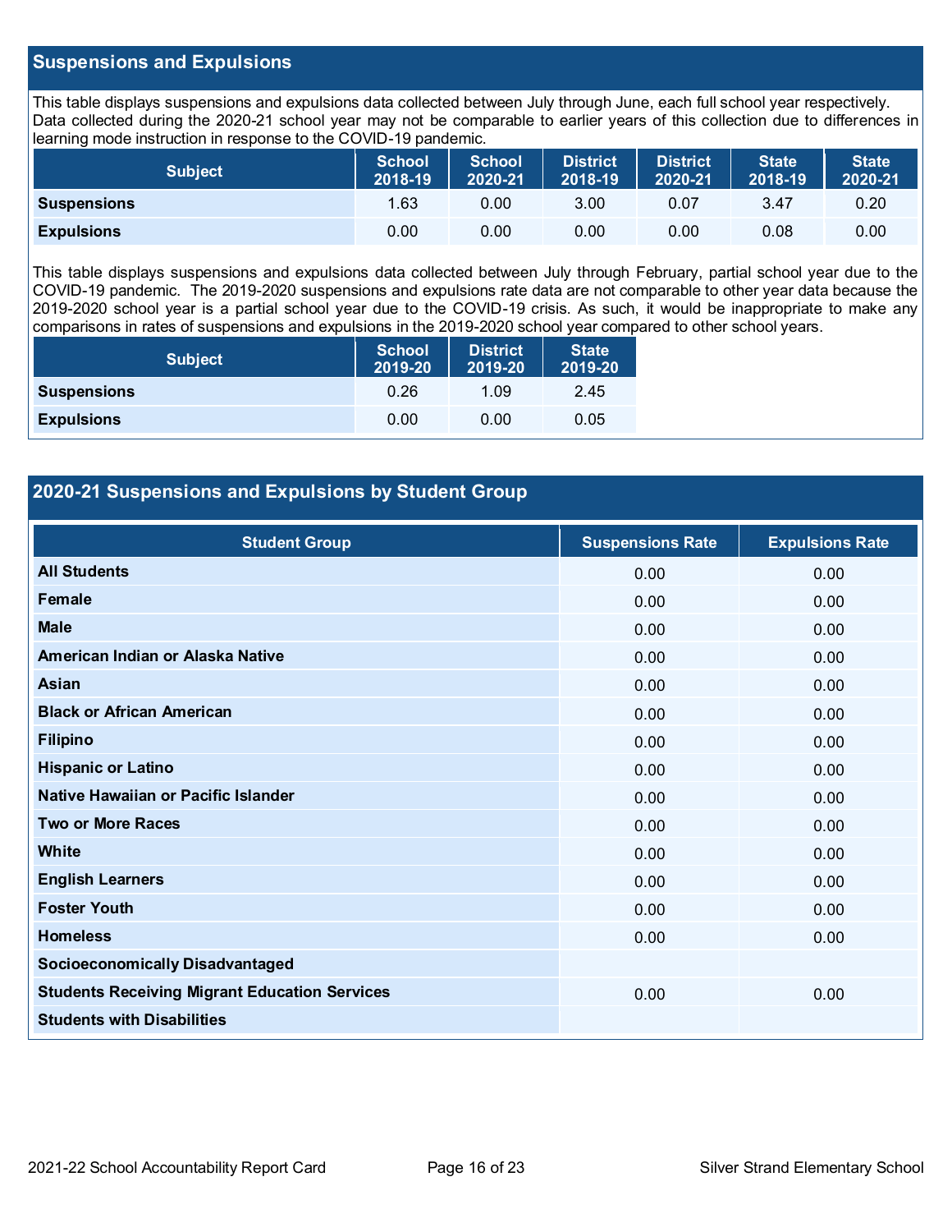## Suspensions and Expulsions

This table displays suspensions and expulsions data collected between July through June, each full school year respectively. Data collected during the 2020-21 school year may not be comparable to earlier years of this collection due to differences in learning mode instruction in response to the COVID-19 pandemic.

| Subject | School 2018-19 | School 2020-21 | District 2018-19 | District 2020-21 | State 2018-19 | State 2020-21 |
|---|---|---|---|---|---|---|
| **Suspensions** | 1.63 | 0.00 | 3.00 | 0.07 | 3.47 | 0.20 |
| **Expulsions** | 0.00 | 0.00 | 0.00 | 0.00 | 0.08 | 0.00 |

This table displays suspensions and expulsions data collected between July through February, partial school year due to the COVID-19 pandemic. The 2019-2020 suspensions and expulsions rate data are not comparable to other year data because the 2019-2020 school year is a partial school year due to the COVID-19 crisis. As such, it would be inappropriate to make any comparisons in rates of suspensions and expulsions in the 2019-2020 school year compared to other school years.

| Subject | School 2019-20 | District 2019-20 | State 2019-20 |
|---|---|---|---|
| **Suspensions** | 0.26 | 1.09 | 2.45 |
| **Expulsions** | 0.00 | 0.00 | 0.05 |

## 2020-21 Suspensions and Expulsions by Student Group

| Student Group | Suspensions Rate | Expulsions Rate |
|---|---|---|
| **All Students** | 0.00 | 0.00 |
| **Female** | 0.00 | 0.00 |
| **Male** | 0.00 | 0.00 |
| **American Indian or Alaska Native** | 0.00 | 0.00 |
| **Asian** | 0.00 | 0.00 |
| **Black or African American** | 0.00 | 0.00 |
| **Filipino** | 0.00 | 0.00 |
| **Hispanic or Latino** | 0.00 | 0.00 |
| **Native Hawaiian or Pacific Islander** | 0.00 | 0.00 |
| **Two or More Races** | 0.00 | 0.00 |
| **White** | 0.00 | 0.00 |
| **English Learners** | 0.00 | 0.00 |
| **Foster Youth** | 0.00 | 0.00 |
| **Homeless** | 0.00 | 0.00 |
| **Socioeconomically Disadvantaged** | | |
| **Students Receiving Migrant Education Services** | 0.00 | 0.00 |
| **Students with Disabilities** | | |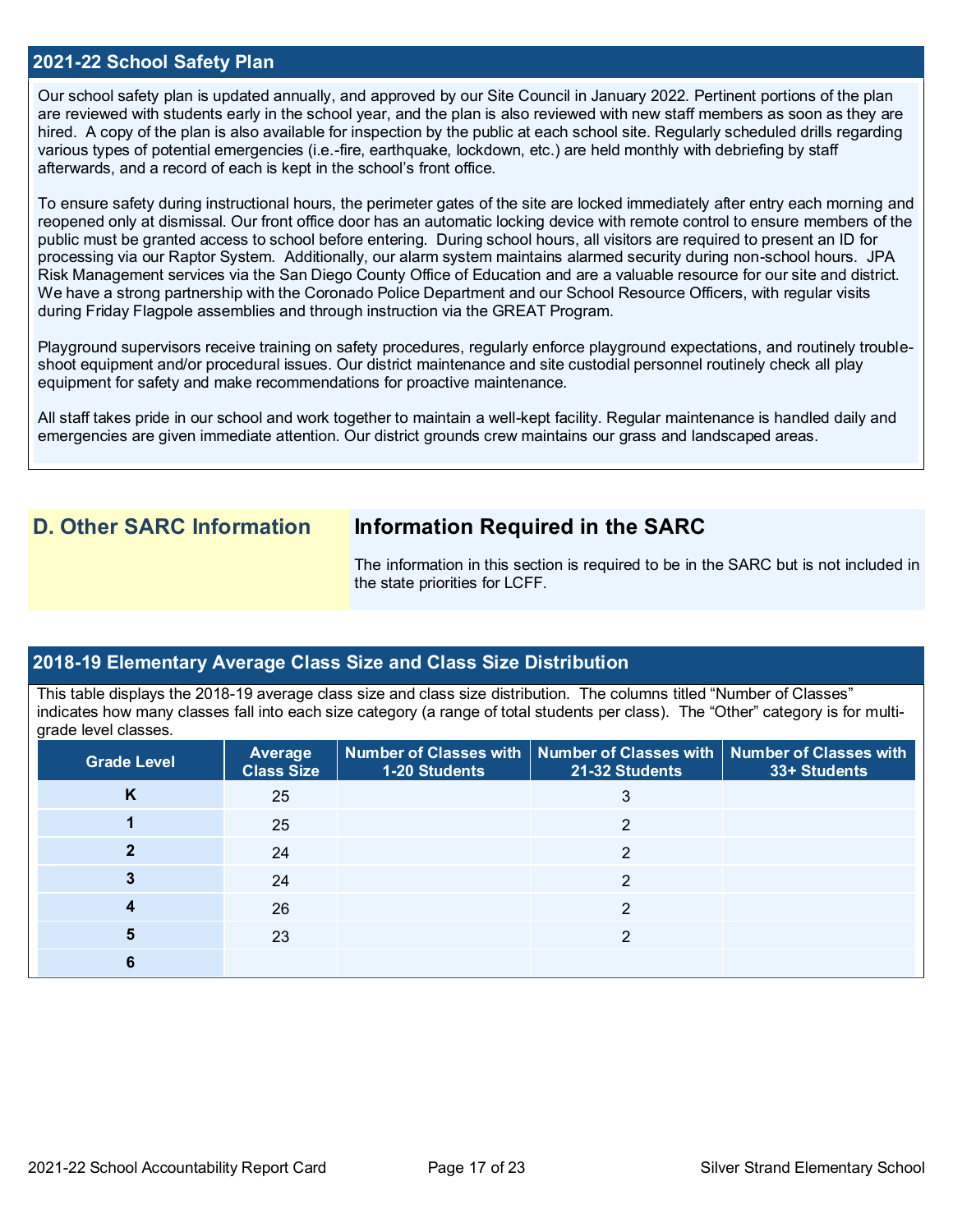## 2021-22 School Safety Plan

Our school safety plan is updated annually, and approved by our Site Council in January 2022. Pertinent portions of the plan are reviewed with students early in the school year, and the plan is also reviewed with new staff members as soon as they are hired. A copy of the plan is also available for inspection by the public at each school site. Regularly scheduled drills regarding various types of potential emergencies (i.e.-fire, earthquake, lockdown, etc.) are held monthly with debriefing by staff afterwards, and a record of each is kept in the school's front office.

To ensure safety during instructional hours, the perimeter gates of the site are locked immediately after entry each morning and reopened only at dismissal. Our front office door has an automatic locking device with remote control to ensure members of the public must be granted access to school before entering. During school hours, all visitors are required to present an ID for processing via our Raptor System. Additionally, our alarm system maintains alarmed security during non-school hours. JPA Risk Management services via the San Diego County Office of Education and are a valuable resource for our site and district. We have a strong partnership with the Coronado Police Department and our School Resource Officers, with regular visits during Friday Flagpole assemblies and through instruction via the GREAT Program.

Playground supervisors receive training on safety procedures, regularly enforce playground expectations, and routinely trouble-shoot equipment and/or procedural issues. Our district maintenance and site custodial personnel routinely check all play equipment for safety and make recommendations for proactive maintenance.

All staff takes pride in our school and work together to maintain a well-kept facility. Regular maintenance is handled daily and emergencies are given immediate attention. Our district grounds crew maintains our grass and landscaped areas.

# D. Other SARC Information

## Information Required in the SARC

The information in this section is required to be in the SARC but is not included in the state priorities for LCFF.

## 2018-19 Elementary Average Class Size and Class Size Distribution

This table displays the 2018-19 average class size and class size distribution. The columns titled "Number of Classes" indicates how many classes fall into each size category (a range of total students per class). The "Other" category is for multi-grade level classes.

| Grade Level | Average Class Size | Number of Classes with 1-20 Students | Number of Classes with 21-32 Students | Number of Classes with 33+ Students |
|---|---|---|---|---|
| K | 25 | | 3 | |
| 1 | 25 | | 2 | |
| 2 | 24 | | 2 | |
| 3 | 24 | | 2 | |
| 4 | 26 | | 2 | |
| 5 | 23 | | 2 | |
| 6 | | | | |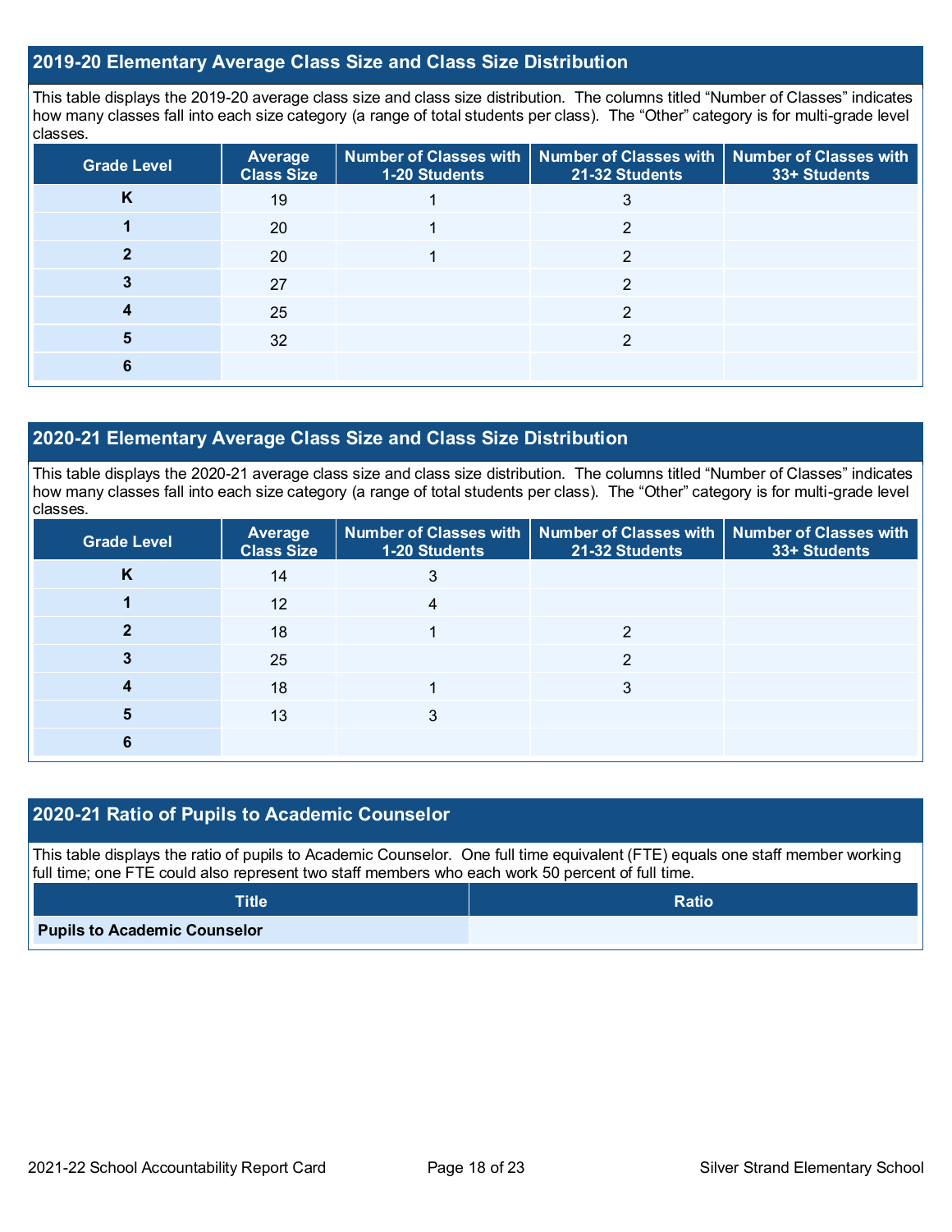## 2019-20 Elementary Average Class Size and Class Size Distribution

This table displays the 2019-20 average class size and class size distribution. The columns titled "Number of Classes" indicates how many classes fall into each size category (a range of total students per class). The "Other" category is for multi-grade level classes.

| Grade Level | Average Class Size | Number of Classes with 1-20 Students | Number of Classes with 21-32 Students | Number of Classes with 33+ Students |
|---|---|---|---|---|
| K | 19 | 1 | 3 | |
| 1 | 20 | 1 | 2 | |
| 2 | 20 | 1 | 2 | |
| 3 | 27 | | 2 | |
| 4 | 25 | | 2 | |
| 5 | 32 | | 2 | |
| 6 | | | | |

## 2020-21 Elementary Average Class Size and Class Size Distribution

This table displays the 2020-21 average class size and class size distribution. The columns titled "Number of Classes" indicates how many classes fall into each size category (a range of total students per class). The "Other" category is for multi-grade level classes.

| Grade Level | Average Class Size | Number of Classes with 1-20 Students | Number of Classes with 21-32 Students | Number of Classes with 33+ Students |
|---|---|---|---|---|
| K | 14 | 3 | | |
| 1 | 12 | 4 | | |
| 2 | 18 | 1 | 2 | |
| 3 | 25 | | 2 | |
| 4 | 18 | 1 | 3 | |
| 5 | 13 | 3 | | |
| 6 | | | | |

## 2020-21 Ratio of Pupils to Academic Counselor

This table displays the ratio of pupils to Academic Counselor. One full time equivalent (FTE) equals one staff member working full time; one FTE could also represent two staff members who each work 50 percent of full time.

| Title | Ratio |
|---|---|
| **Pupils to Academic Counselor** | |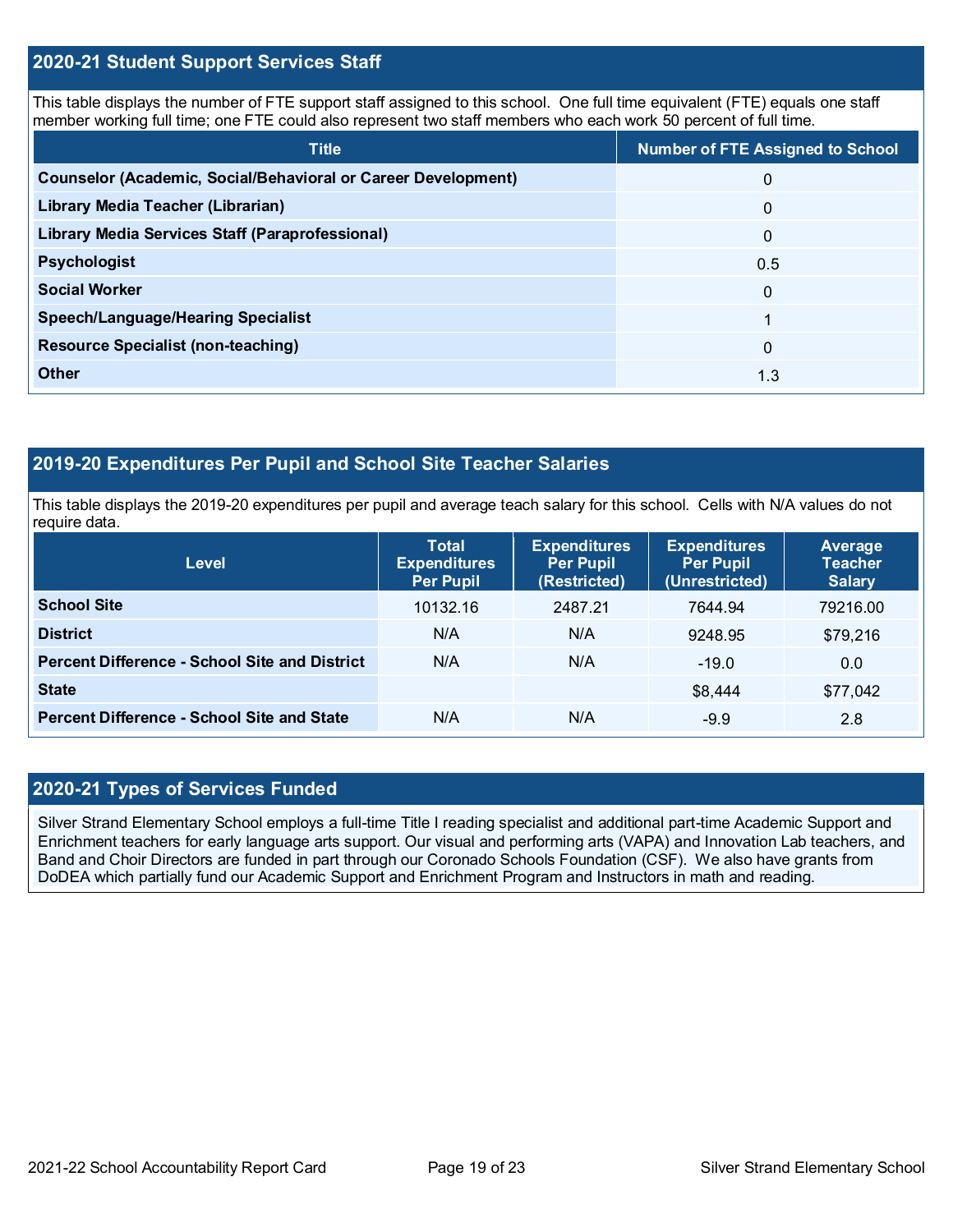## 2020-21 Student Support Services Staff

This table displays the number of FTE support staff assigned to this school. One full time equivalent (FTE) equals one staff member working full time; one FTE could also represent two staff members who each work 50 percent of full time.

| Title | Number of FTE Assigned to School |
| --- | --- |
| Counselor (Academic, Social/Behavioral or Career Development) | 0 |
| Library Media Teacher (Librarian) | 0 |
| Library Media Services Staff (Paraprofessional) | 0 |
| Psychologist | 0.5 |
| Social Worker | 0 |
| Speech/Language/Hearing Specialist | 1 |
| Resource Specialist (non-teaching) | 0 |
| Other | 1.3 |

## 2019-20 Expenditures Per Pupil and School Site Teacher Salaries

This table displays the 2019-20 expenditures per pupil and average teach salary for this school. Cells with N/A values do not require data.

| Level | Total Expenditures Per Pupil | Expenditures Per Pupil (Restricted) | Expenditures Per Pupil (Unrestricted) | Average Teacher Salary |
| --- | --- | --- | --- | --- |
| School Site | 10132.16 | 2487.21 | 7644.94 | 79216.00 |
| District | N/A | N/A | 9248.95 | $79,216 |
| Percent Difference - School Site and District | N/A | N/A | -19.0 | 0.0 |
| State | | | $8,444 | $77,042 |
| Percent Difference - School Site and State | N/A | N/A | -9.9 | 2.8 |

## 2020-21 Types of Services Funded

Silver Strand Elementary School employs a full-time Title I reading specialist and additional part-time Academic Support and Enrichment teachers for early language arts support. Our visual and performing arts (VAPA) and Innovation Lab teachers, and Band and Choir Directors are funded in part through our Coronado Schools Foundation (CSF). We also have grants from DoDEA which partially fund our Academic Support and Enrichment Program and Instructors in math and reading.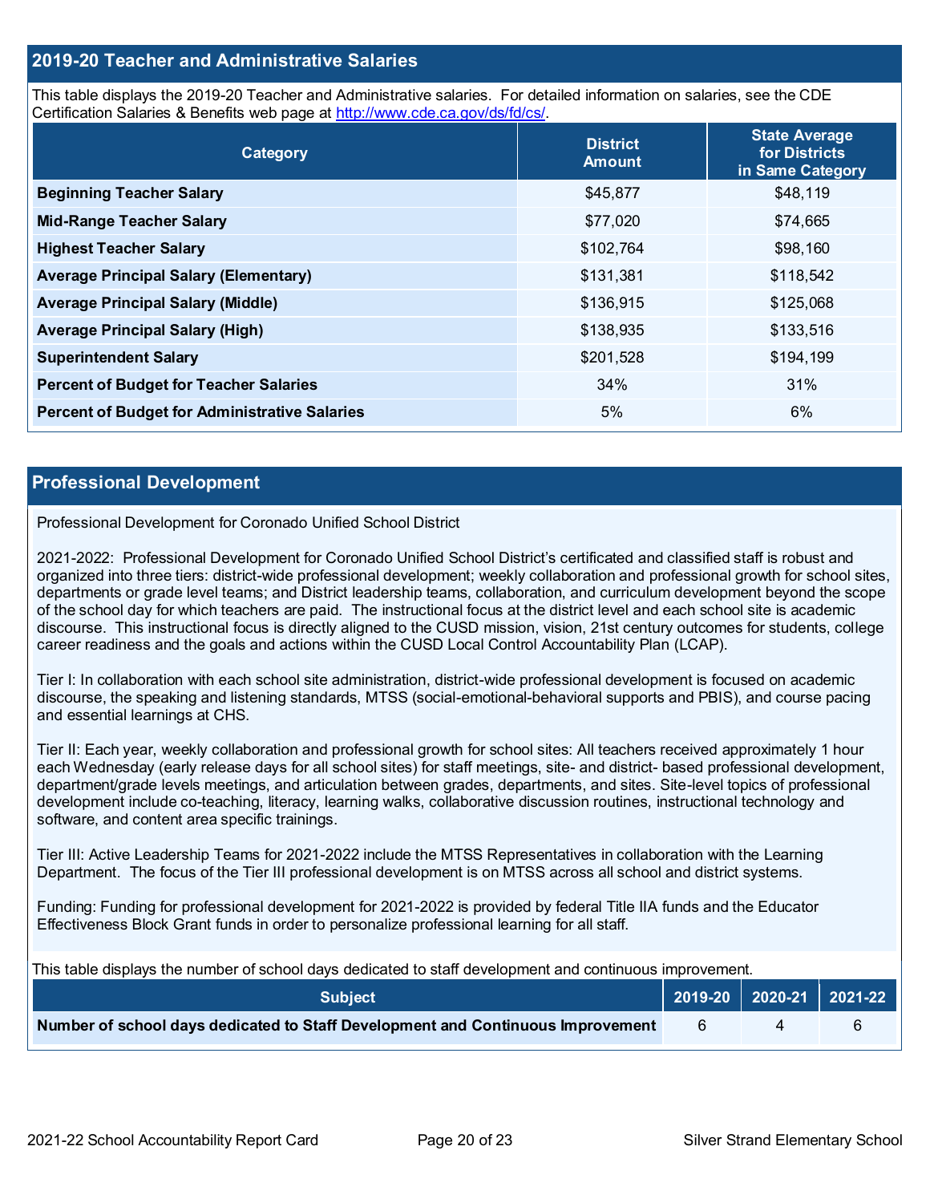## 2019-20 Teacher and Administrative Salaries

This table displays the 2019-20 Teacher and Administrative salaries. For detailed information on salaries, see the CDE Certification Salaries & Benefits web page at http://www.cde.ca.gov/ds/fd/cs/.

| Category | District Amount | State Average for Districts in Same Category |
|---|---|---|
| Beginning Teacher Salary | $45,877 | $48,119 |
| Mid-Range Teacher Salary | $77,020 | $74,665 |
| Highest Teacher Salary | $102,764 | $98,160 |
| Average Principal Salary (Elementary) | $131,381 | $118,542 |
| Average Principal Salary (Middle) | $136,915 | $125,068 |
| Average Principal Salary (High) | $138,935 | $133,516 |
| Superintendent Salary | $201,528 | $194,199 |
| Percent of Budget for Teacher Salaries | 34% | 31% |
| Percent of Budget for Administrative Salaries | 5% | 6% |

## Professional Development

Professional Development for Coronado Unified School District

2021-2022: Professional Development for Coronado Unified School District's certificated and classified staff is robust and organized into three tiers: district-wide professional development; weekly collaboration and professional growth for school sites, departments or grade level teams; and District leadership teams, collaboration, and curriculum development beyond the scope of the school day for which teachers are paid. The instructional focus at the district level and each school site is academic discourse. This instructional focus is directly aligned to the CUSD mission, vision, 21st century outcomes for students, college career readiness and the goals and actions within the CUSD Local Control Accountability Plan (LCAP).

Tier I: In collaboration with each school site administration, district-wide professional development is focused on academic discourse, the speaking and listening standards, MTSS (social-emotional-behavioral supports and PBIS), and course pacing and essential learnings at CHS.

Tier II: Each year, weekly collaboration and professional growth for school sites: All teachers received approximately 1 hour each Wednesday (early release days for all school sites) for staff meetings, site- and district- based professional development, department/grade levels meetings, and articulation between grades, departments, and sites. Site-level topics of professional development include co-teaching, literacy, learning walks, collaborative discussion routines, instructional technology and software, and content area specific trainings.

Tier III: Active Leadership Teams for 2021-2022 include the MTSS Representatives in collaboration with the Learning Department. The focus of the Tier III professional development is on MTSS across all school and district systems.

Funding: Funding for professional development for 2021-2022 is provided by federal Title IIA funds and the Educator Effectiveness Block Grant funds in order to personalize professional learning for all staff.

This table displays the number of school days dedicated to staff development and continuous improvement.

| Subject | 2019-20 | 2020-21 | 2021-22 |
|---|---|---|---|
| Number of school days dedicated to Staff Development and Continuous Improvement | 6 | 4 | 6 |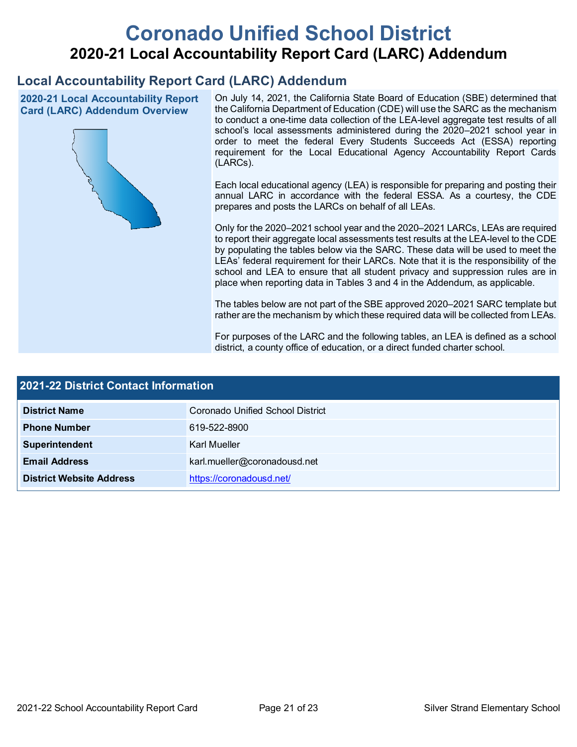# Coronado Unified School District

## 2020-21 Local Accountability Report Card (LARC) Addendum

## Local Accountability Report Card (LARC) Addendum

### 2020-21 Local Accountability Report Card (LARC) Addendum Overview

On July 14, 2021, the California State Board of Education (SBE) determined that the California Department of Education (CDE) will use the SARC as the mechanism to conduct a one-time data collection of the LEA-level aggregate test results of all school's local assessments administered during the 2020–2021 school year in order to meet the federal Every Students Succeeds Act (ESSA) reporting requirement for the Local Educational Agency Accountability Report Cards (LARCs).

Each local educational agency (LEA) is responsible for preparing and posting their annual LARC in accordance with the federal ESSA. As a courtesy, the CDE prepares and posts the LARCs on behalf of all LEAs.

Only for the 2020–2021 school year and the 2020–2021 LARCs, LEAs are required to report their aggregate local assessments test results at the LEA-level to the CDE by populating the tables below via the SARC. These data will be used to meet the LEAs' federal requirement for their LARCs. Note that it is the responsibility of the school and LEA to ensure that all student privacy and suppression rules are in place when reporting data in Tables 3 and 4 in the Addendum, as applicable.

The tables below are not part of the SBE approved 2020–2021 SARC template but rather are the mechanism by which these required data will be collected from LEAs.

For purposes of the LARC and the following tables, an LEA is defined as a school district, a county office of education, or a direct funded charter school.

### 2021-22 District Contact Information

| 2021-22 District Contact Information | |
|---|---|
| **District Name** | Coronado Unified School District |
| **Phone Number** | 619-522-8900 |
| **Superintendent** | Karl Mueller |
| **Email Address** | karl.mueller@coronadousd.net |
| **District Website Address** | https://coronadousd.net/ |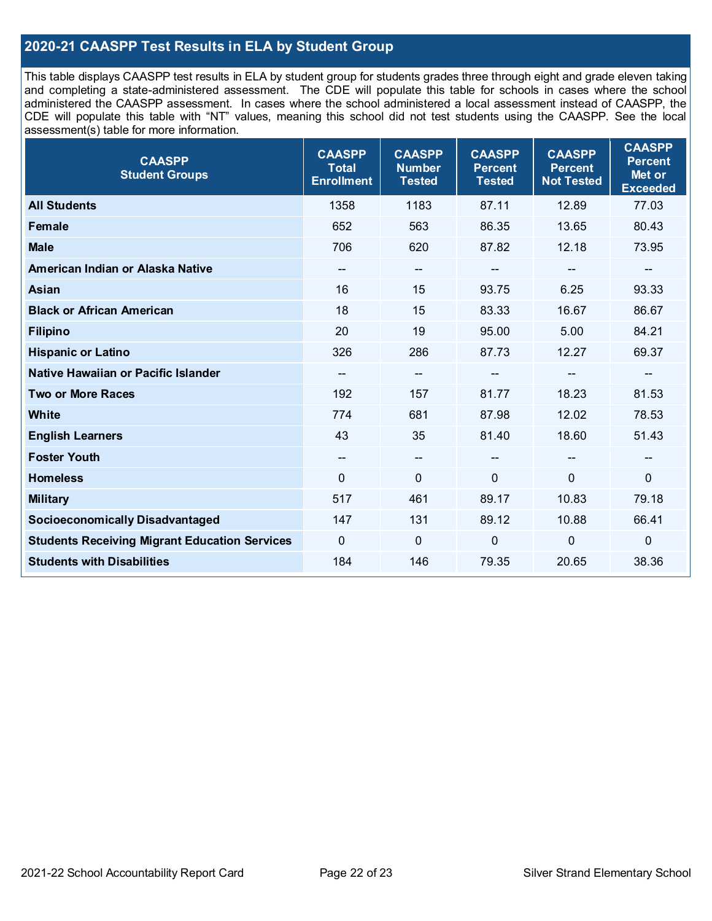## 2020-21 CAASPP Test Results in ELA by Student Group

This table displays CAASPP test results in ELA by student group for students grades three through eight and grade eleven taking and completing a state-administered assessment. The CDE will populate this table for schools in cases where the school administered the CAASPP assessment. In cases where the school administered a local assessment instead of CAASPP, the CDE will populate this table with "NT" values, meaning this school did not test students using the CAASPP. See the local assessment(s) table for more information.

| CAASPP Student Groups | CAASPP Total Enrollment | CAASPP Number Tested | CAASPP Percent Tested | CAASPP Percent Not Tested | CAASPP Percent Met or Exceeded |
|---|---|---|---|---|---|
| **All Students** | 1358 | 1183 | 87.11 | 12.89 | 77.03 |
| **Female** | 652 | 563 | 86.35 | 13.65 | 80.43 |
| **Male** | 706 | 620 | 87.82 | 12.18 | 73.95 |
| **American Indian or Alaska Native** | -- | -- | -- | -- | -- |
| **Asian** | 16 | 15 | 93.75 | 6.25 | 93.33 |
| **Black or African American** | 18 | 15 | 83.33 | 16.67 | 86.67 |
| **Filipino** | 20 | 19 | 95.00 | 5.00 | 84.21 |
| **Hispanic or Latino** | 326 | 286 | 87.73 | 12.27 | 69.37 |
| **Native Hawaiian or Pacific Islander** | -- | -- | -- | -- | -- |
| **Two or More Races** | 192 | 157 | 81.77 | 18.23 | 81.53 |
| **White** | 774 | 681 | 87.98 | 12.02 | 78.53 |
| **English Learners** | 43 | 35 | 81.40 | 18.60 | 51.43 |
| **Foster Youth** | -- | -- | -- | -- | -- |
| **Homeless** | 0 | 0 | 0 | 0 | 0 |
| **Military** | 517 | 461 | 89.17 | 10.83 | 79.18 |
| **Socioeconomically Disadvantaged** | 147 | 131 | 89.12 | 10.88 | 66.41 |
| **Students Receiving Migrant Education Services** | 0 | 0 | 0 | 0 | 0 |
| **Students with Disabilities** | 184 | 146 | 79.35 | 20.65 | 38.36 |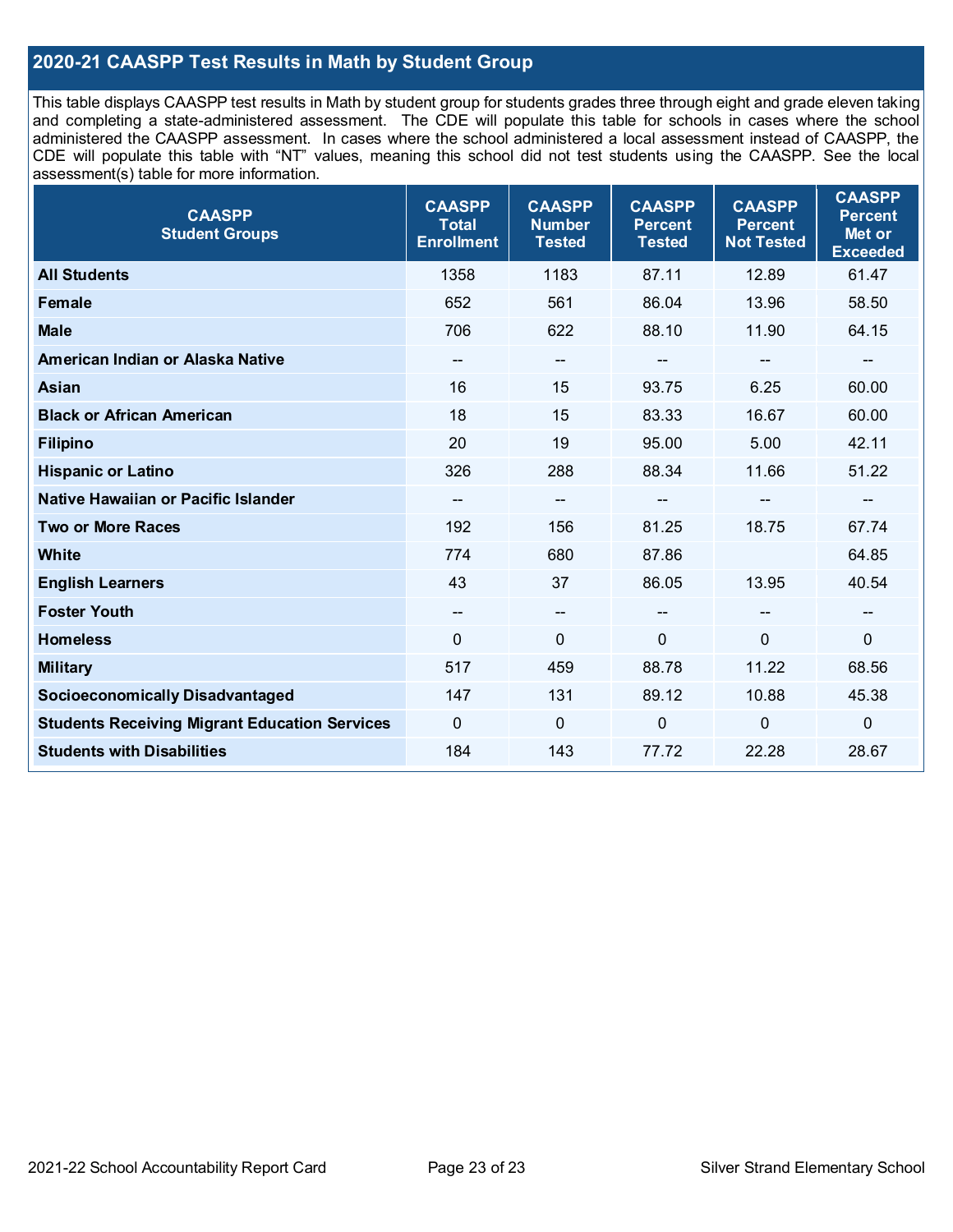## 2020-21 CAASPP Test Results in Math by Student Group

This table displays CAASPP test results in Math by student group for students grades three through eight and grade eleven taking and completing a state-administered assessment. The CDE will populate this table for schools in cases where the school administered the CAASPP assessment. In cases where the school administered a local assessment instead of CAASPP, the CDE will populate this table with "NT" values, meaning this school did not test students using the CAASPP. See the local assessment(s) table for more information.

| CAASPP Student Groups | CAASPP Total Enrollment | CAASPP Number Tested | CAASPP Percent Tested | CAASPP Percent Not Tested | CAASPP Percent Met or Exceeded |
|---|---|---|---|---|---|
| **All Students** | 1358 | 1183 | 87.11 | 12.89 | 61.47 |
| **Female** | 652 | 561 | 86.04 | 13.96 | 58.50 |
| **Male** | 706 | 622 | 88.10 | 11.90 | 64.15 |
| **American Indian or Alaska Native** | -- | -- | -- | -- | -- |
| **Asian** | 16 | 15 | 93.75 | 6.25 | 60.00 |
| **Black or African American** | 18 | 15 | 83.33 | 16.67 | 60.00 |
| **Filipino** | 20 | 19 | 95.00 | 5.00 | 42.11 |
| **Hispanic or Latino** | 326 | 288 | 88.34 | 11.66 | 51.22 |
| **Native Hawaiian or Pacific Islander** | -- | -- | -- | -- | -- |
| **Two or More Races** | 192 | 156 | 81.25 | 18.75 | 67.74 |
| **White** | 774 | 680 | 87.86 | | 64.85 |
| **English Learners** | 43 | 37 | 86.05 | 13.95 | 40.54 |
| **Foster Youth** | -- | -- | -- | -- | -- |
| **Homeless** | 0 | 0 | 0 | 0 | 0 |
| **Military** | 517 | 459 | 88.78 | 11.22 | 68.56 |
| **Socioeconomically Disadvantaged** | 147 | 131 | 89.12 | 10.88 | 45.38 |
| **Students Receiving Migrant Education Services** | 0 | 0 | 0 | 0 | 0 |
| **Students with Disabilities** | 184 | 143 | 77.72 | 22.28 | 28.67 |